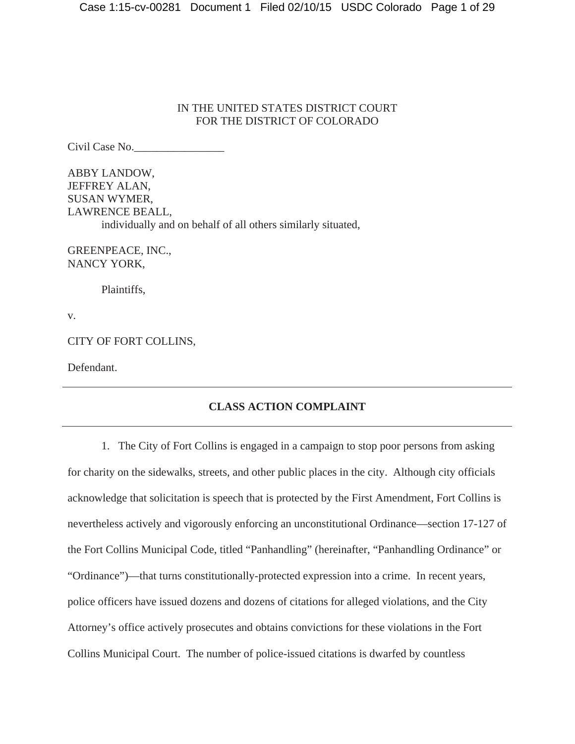IN THE UNITED STATES DISTRICT COURT
FOR THE DISTRICT OF COLORADO

Civil Case No.________________

ABBY LANDOW,
JEFFREY ALAN,
SUSAN WYMER,
LAWRENCE BEALL,
individually and on behalf of all others similarly situated,

GREENPEACE, INC.,
NANCY YORK,

Plaintiffs,

v.

CITY OF FORT COLLINS,

Defendant.

---

**CLASS ACTION COMPLAINT**

---

1. The City of Fort Collins is engaged in a campaign to stop poor persons from asking for charity on the sidewalks, streets, and other public places in the city. Although city officials acknowledge that solicitation is speech that is protected by the First Amendment, Fort Collins is nevertheless actively and vigorously enforcing an unconstitutional Ordinance—section 17-127 of the Fort Collins Municipal Code, titled "Panhandling" (hereinafter, "Panhandling Ordinance" or "Ordinance")—that turns constitutionally-protected expression into a crime. In recent years, police officers have issued dozens and dozens of citations for alleged violations, and the City Attorney's office actively prosecutes and obtains convictions for these violations in the Fort Collins Municipal Court. The number of police-issued citations is dwarfed by countless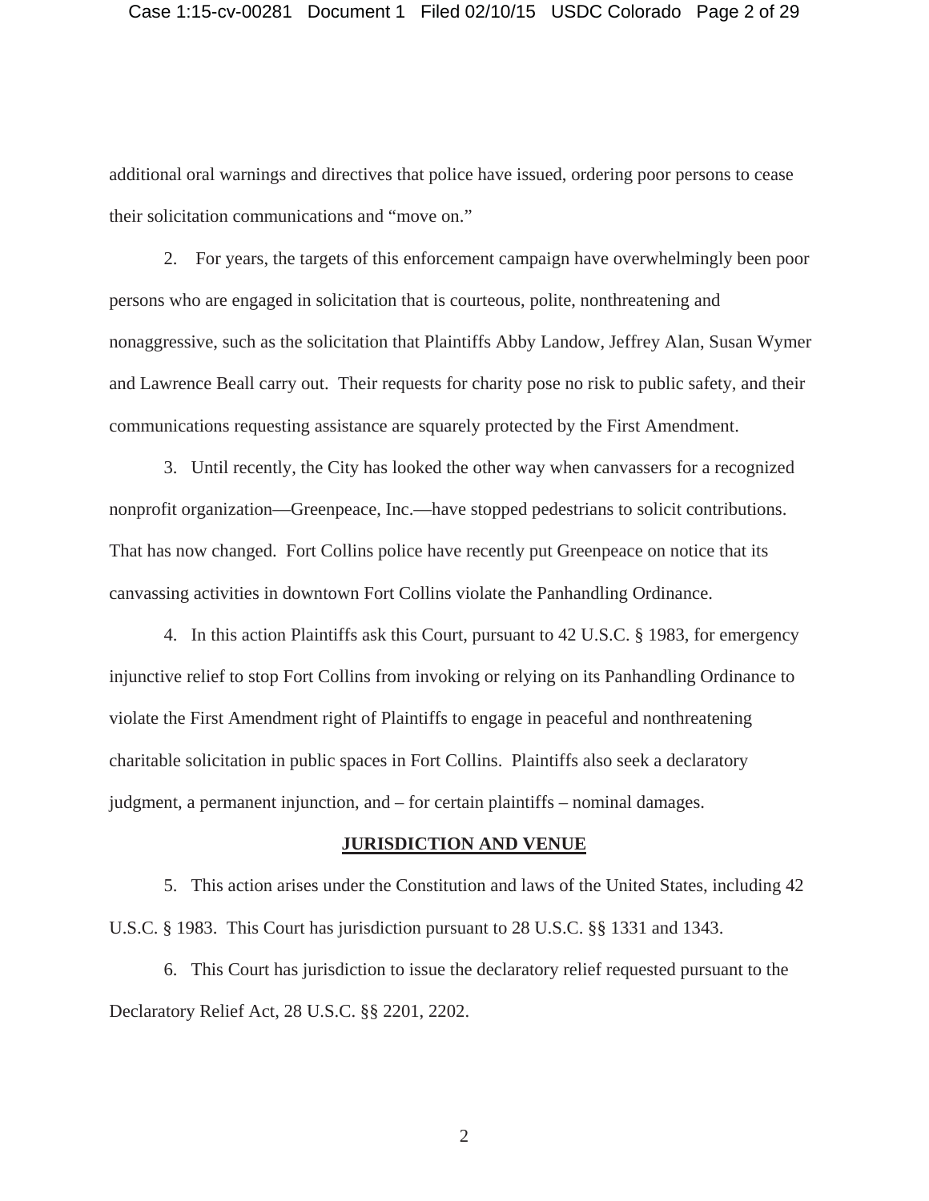additional oral warnings and directives that police have issued, ordering poor persons to cease their solicitation communications and "move on."

2. For years, the targets of this enforcement campaign have overwhelmingly been poor persons who are engaged in solicitation that is courteous, polite, nonthreatening and nonaggressive, such as the solicitation that Plaintiffs Abby Landow, Jeffrey Alan, Susan Wymer and Lawrence Beall carry out. Their requests for charity pose no risk to public safety, and their communications requesting assistance are squarely protected by the First Amendment.

3. Until recently, the City has looked the other way when canvassers for a recognized nonprofit organization—Greenpeace, Inc.—have stopped pedestrians to solicit contributions. That has now changed. Fort Collins police have recently put Greenpeace on notice that its canvassing activities in downtown Fort Collins violate the Panhandling Ordinance.

4. In this action Plaintiffs ask this Court, pursuant to 42 U.S.C. § 1983, for emergency injunctive relief to stop Fort Collins from invoking or relying on its Panhandling Ordinance to violate the First Amendment right of Plaintiffs to engage in peaceful and nonthreatening charitable solicitation in public spaces in Fort Collins. Plaintiffs also seek a declaratory judgment, a permanent injunction, and – for certain plaintiffs – nominal damages.

## JURISDICTION AND VENUE

5. This action arises under the Constitution and laws of the United States, including 42 U.S.C. § 1983. This Court has jurisdiction pursuant to 28 U.S.C. §§ 1331 and 1343.

6. This Court has jurisdiction to issue the declaratory relief requested pursuant to the Declaratory Relief Act, 28 U.S.C. §§ 2201, 2202.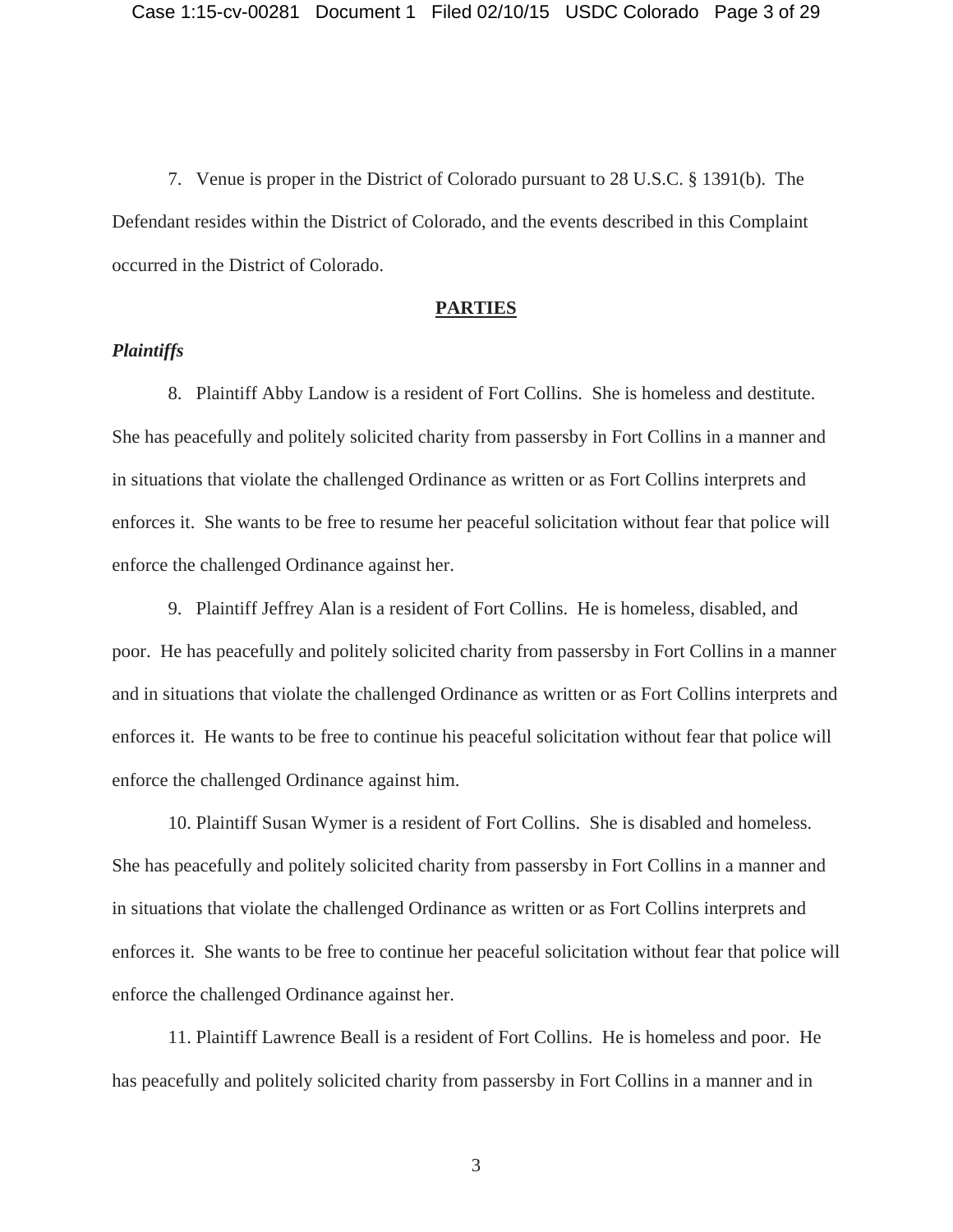7. Venue is proper in the District of Colorado pursuant to 28 U.S.C. § 1391(b). The Defendant resides within the District of Colorado, and the events described in this Complaint occurred in the District of Colorado.

## PARTIES

### *Plaintiffs*

8. Plaintiff Abby Landow is a resident of Fort Collins. She is homeless and destitute. She has peacefully and politely solicited charity from passersby in Fort Collins in a manner and in situations that violate the challenged Ordinance as written or as Fort Collins interprets and enforces it. She wants to be free to resume her peaceful solicitation without fear that police will enforce the challenged Ordinance against her.

9. Plaintiff Jeffrey Alan is a resident of Fort Collins. He is homeless, disabled, and poor. He has peacefully and politely solicited charity from passersby in Fort Collins in a manner and in situations that violate the challenged Ordinance as written or as Fort Collins interprets and enforces it. He wants to be free to continue his peaceful solicitation without fear that police will enforce the challenged Ordinance against him.

10. Plaintiff Susan Wymer is a resident of Fort Collins. She is disabled and homeless. She has peacefully and politely solicited charity from passersby in Fort Collins in a manner and in situations that violate the challenged Ordinance as written or as Fort Collins interprets and enforces it. She wants to be free to continue her peaceful solicitation without fear that police will enforce the challenged Ordinance against her.

11. Plaintiff Lawrence Beall is a resident of Fort Collins. He is homeless and poor. He has peacefully and politely solicited charity from passersby in Fort Collins in a manner and in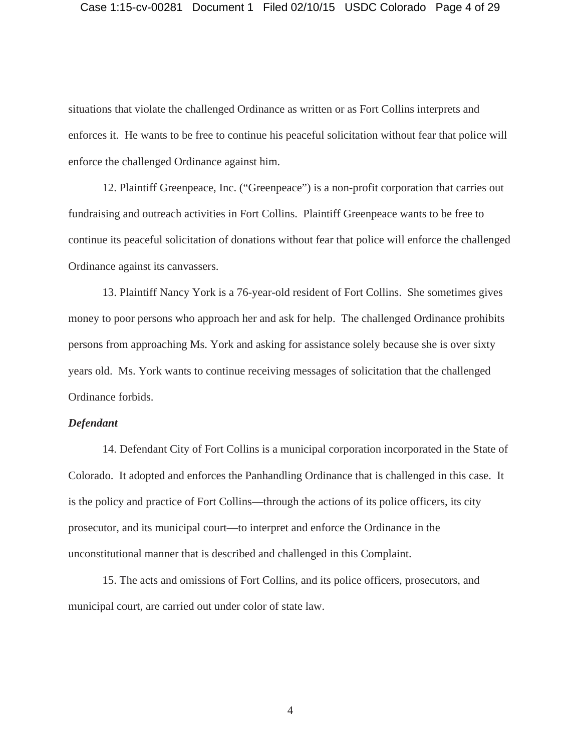situations that violate the challenged Ordinance as written or as Fort Collins interprets and enforces it. He wants to be free to continue his peaceful solicitation without fear that police will enforce the challenged Ordinance against him.

12. Plaintiff Greenpeace, Inc. ("Greenpeace") is a non-profit corporation that carries out fundraising and outreach activities in Fort Collins. Plaintiff Greenpeace wants to be free to continue its peaceful solicitation of donations without fear that police will enforce the challenged Ordinance against its canvassers.

13. Plaintiff Nancy York is a 76-year-old resident of Fort Collins. She sometimes gives money to poor persons who approach her and ask for help. The challenged Ordinance prohibits persons from approaching Ms. York and asking for assistance solely because she is over sixty years old. Ms. York wants to continue receiving messages of solicitation that the challenged Ordinance forbids.

***Defendant***

14. Defendant City of Fort Collins is a municipal corporation incorporated in the State of Colorado. It adopted and enforces the Panhandling Ordinance that is challenged in this case. It is the policy and practice of Fort Collins—through the actions of its police officers, its city prosecutor, and its municipal court—to interpret and enforce the Ordinance in the unconstitutional manner that is described and challenged in this Complaint.

15. The acts and omissions of Fort Collins, and its police officers, prosecutors, and municipal court, are carried out under color of state law.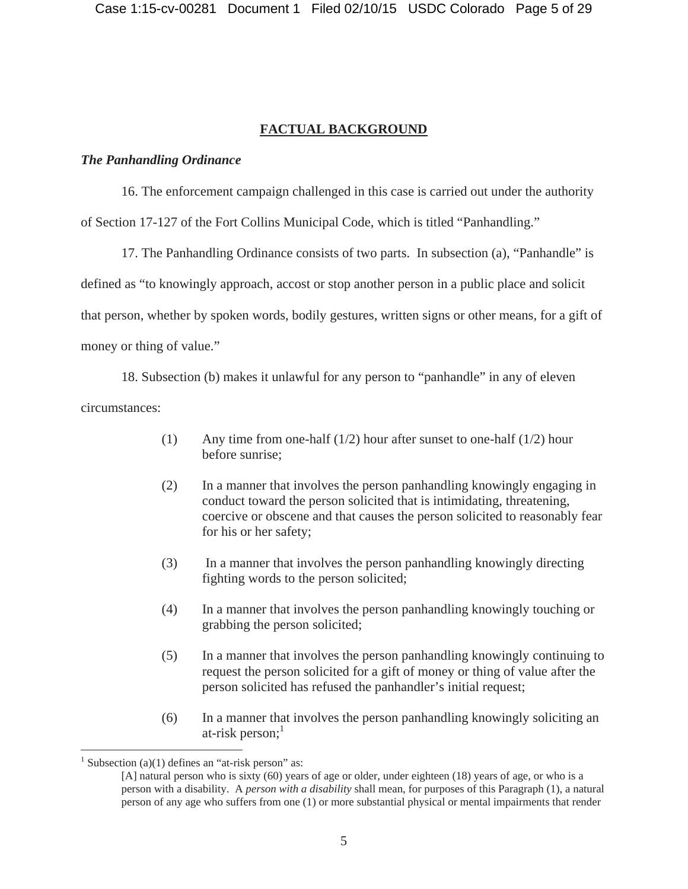## FACTUAL BACKGROUND

### *The Panhandling Ordinance*

16. The enforcement campaign challenged in this case is carried out under the authority of Section 17-127 of the Fort Collins Municipal Code, which is titled "Panhandling."

17. The Panhandling Ordinance consists of two parts. In subsection (a), "Panhandle" is defined as "to knowingly approach, accost or stop another person in a public place and solicit that person, whether by spoken words, bodily gestures, written signs or other means, for a gift of money or thing of value."

18. Subsection (b) makes it unlawful for any person to "panhandle" in any of eleven circumstances:

> (1) Any time from one-half (1/2) hour after sunset to one-half (1/2) hour before sunrise;
>
> (2) In a manner that involves the person panhandling knowingly engaging in conduct toward the person solicited that is intimidating, threatening, coercive or obscene and that causes the person solicited to reasonably fear for his or her safety;
>
> (3) In a manner that involves the person panhandling knowingly directing fighting words to the person solicited;
>
> (4) In a manner that involves the person panhandling knowingly touching or grabbing the person solicited;
>
> (5) In a manner that involves the person panhandling knowingly continuing to request the person solicited for a gift of money or thing of value after the person solicited has refused the panhandler's initial request;
>
> (6) In a manner that involves the person panhandling knowingly soliciting an at-risk person;[1]

---

[1] Subsection (a)(1) defines an "at-risk person" as:

> [A] natural person who is sixty (60) years of age or older, under eighteen (18) years of age, or who is a person with a disability. A *person with a disability* shall mean, for purposes of this Paragraph (1), a natural person of any age who suffers from one (1) or more substantial physical or mental impairments that render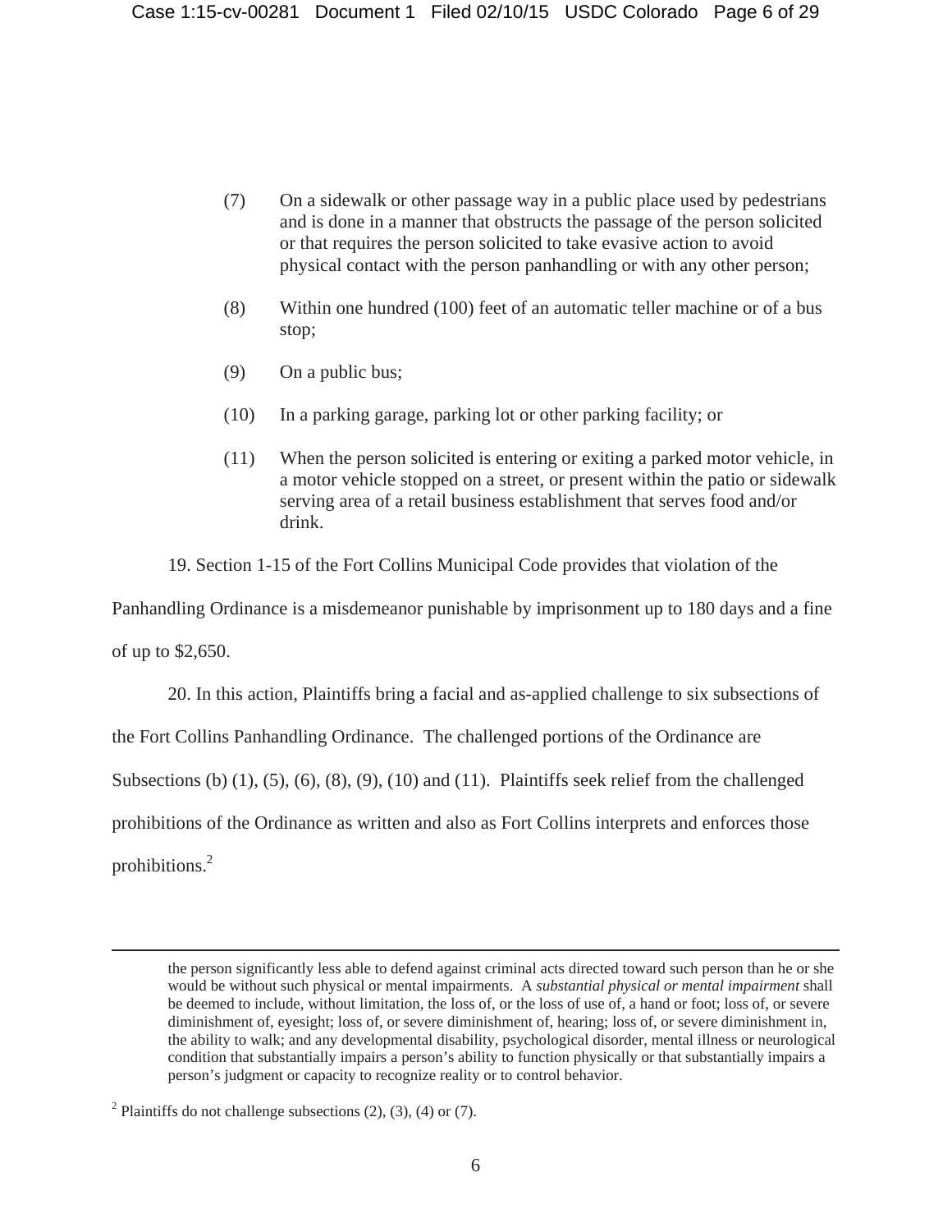(7) On a sidewalk or other passage way in a public place used by pedestrians and is done in a manner that obstructs the passage of the person solicited or that requires the person solicited to take evasive action to avoid physical contact with the person panhandling or with any other person;

(8) Within one hundred (100) feet of an automatic teller machine or of a bus stop;

(9) On a public bus;

(10) In a parking garage, parking lot or other parking facility; or

(11) When the person solicited is entering or exiting a parked motor vehicle, in a motor vehicle stopped on a street, or present within the patio or sidewalk serving area of a retail business establishment that serves food and/or drink.

19. Section 1-15 of the Fort Collins Municipal Code provides that violation of the Panhandling Ordinance is a misdemeanor punishable by imprisonment up to 180 days and a fine of up to $2,650.

20. In this action, Plaintiffs bring a facial and as-applied challenge to six subsections of the Fort Collins Panhandling Ordinance. The challenged portions of the Ordinance are Subsections (b) (1), (5), (6), (8), (9), (10) and (11). Plaintiffs seek relief from the challenged prohibitions of the Ordinance as written and also as Fort Collins interprets and enforces those prohibitions.[2]

---

the person significantly less able to defend against criminal acts directed toward such person than he or she would be without such physical or mental impairments. A *substantial physical or mental impairment* shall be deemed to include, without limitation, the loss of, or the loss of use of, a hand or foot; loss of, or severe diminishment of, eyesight; loss of, or severe diminishment of, hearing; loss of, or severe diminishment in, the ability to walk; and any developmental disability, psychological disorder, mental illness or neurological condition that substantially impairs a person's ability to function physically or that substantially impairs a person's judgment or capacity to recognize reality or to control behavior.

[2] Plaintiffs do not challenge subsections (2), (3), (4) or (7).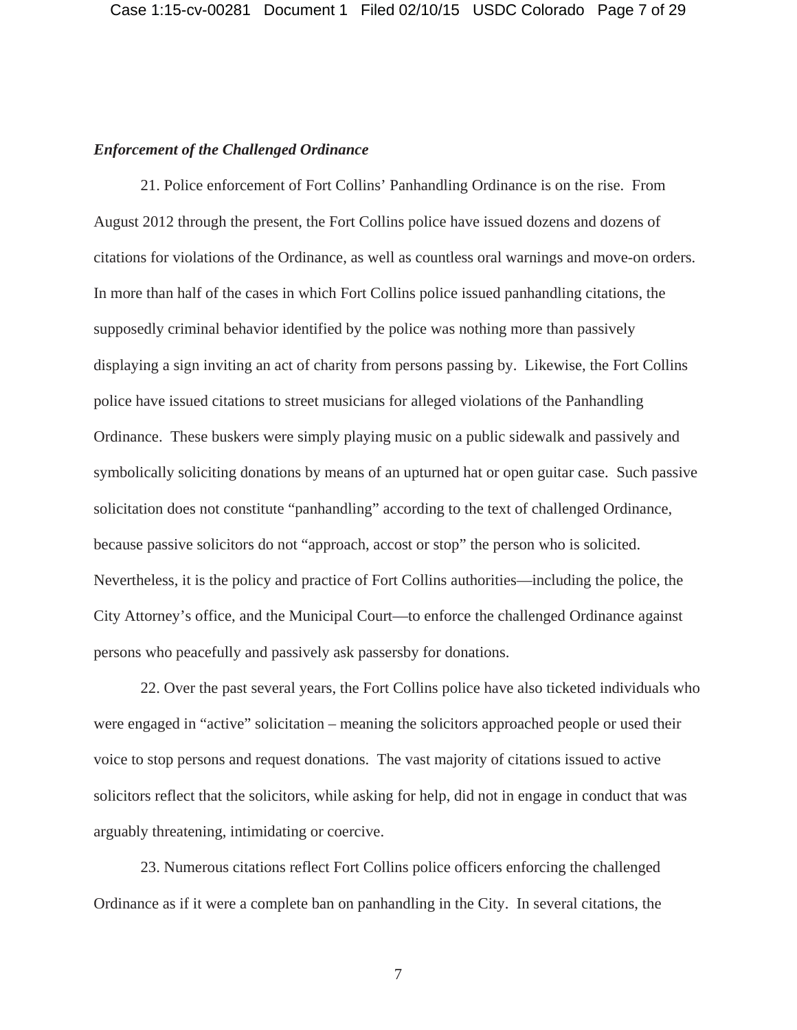*Enforcement of the Challenged Ordinance*

21. Police enforcement of Fort Collins' Panhandling Ordinance is on the rise. From August 2012 through the present, the Fort Collins police have issued dozens and dozens of citations for violations of the Ordinance, as well as countless oral warnings and move-on orders. In more than half of the cases in which Fort Collins police issued panhandling citations, the supposedly criminal behavior identified by the police was nothing more than passively displaying a sign inviting an act of charity from persons passing by. Likewise, the Fort Collins police have issued citations to street musicians for alleged violations of the Panhandling Ordinance. These buskers were simply playing music on a public sidewalk and passively and symbolically soliciting donations by means of an upturned hat or open guitar case. Such passive solicitation does not constitute "panhandling" according to the text of challenged Ordinance, because passive solicitors do not "approach, accost or stop" the person who is solicited. Nevertheless, it is the policy and practice of Fort Collins authorities—including the police, the City Attorney's office, and the Municipal Court—to enforce the challenged Ordinance against persons who peacefully and passively ask passersby for donations.

22. Over the past several years, the Fort Collins police have also ticketed individuals who were engaged in "active" solicitation – meaning the solicitors approached people or used their voice to stop persons and request donations. The vast majority of citations issued to active solicitors reflect that the solicitors, while asking for help, did not in engage in conduct that was arguably threatening, intimidating or coercive.

23. Numerous citations reflect Fort Collins police officers enforcing the challenged Ordinance as if it were a complete ban on panhandling in the City. In several citations, the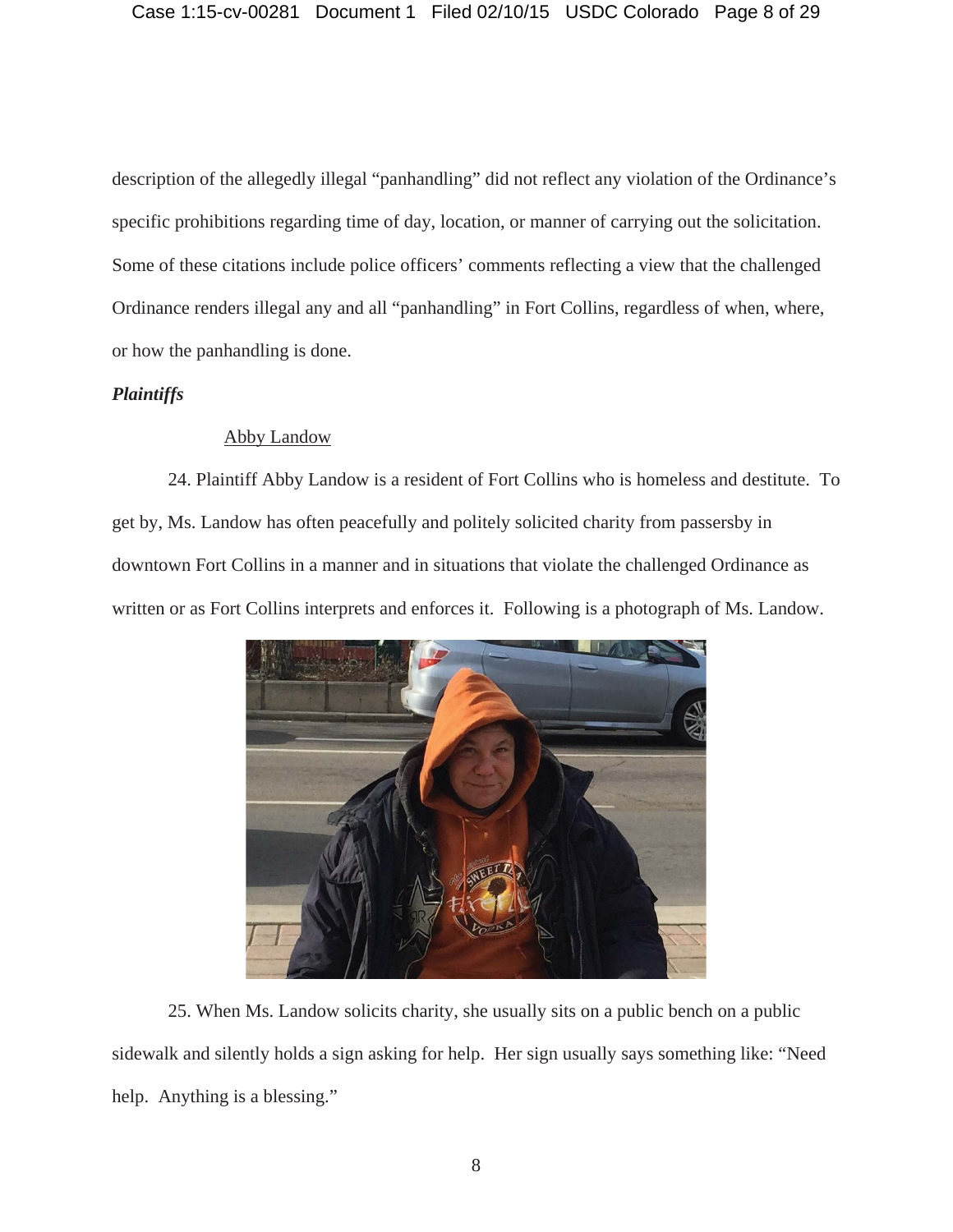description of the allegedly illegal "panhandling" did not reflect any violation of the Ordinance's specific prohibitions regarding time of day, location, or manner of carrying out the solicitation. Some of these citations include police officers' comments reflecting a view that the challenged Ordinance renders illegal any and all "panhandling" in Fort Collins, regardless of when, where, or how the panhandling is done.

***Plaintiffs***

Abby Landow

24. Plaintiff Abby Landow is a resident of Fort Collins who is homeless and destitute. To get by, Ms. Landow has often peacefully and politely solicited charity from passersby in downtown Fort Collins in a manner and in situations that violate the challenged Ordinance as written or as Fort Collins interprets and enforces it. Following is a photograph of Ms. Landow.

25. When Ms. Landow solicits charity, she usually sits on a public bench on a public sidewalk and silently holds a sign asking for help. Her sign usually says something like: "Need help. Anything is a blessing."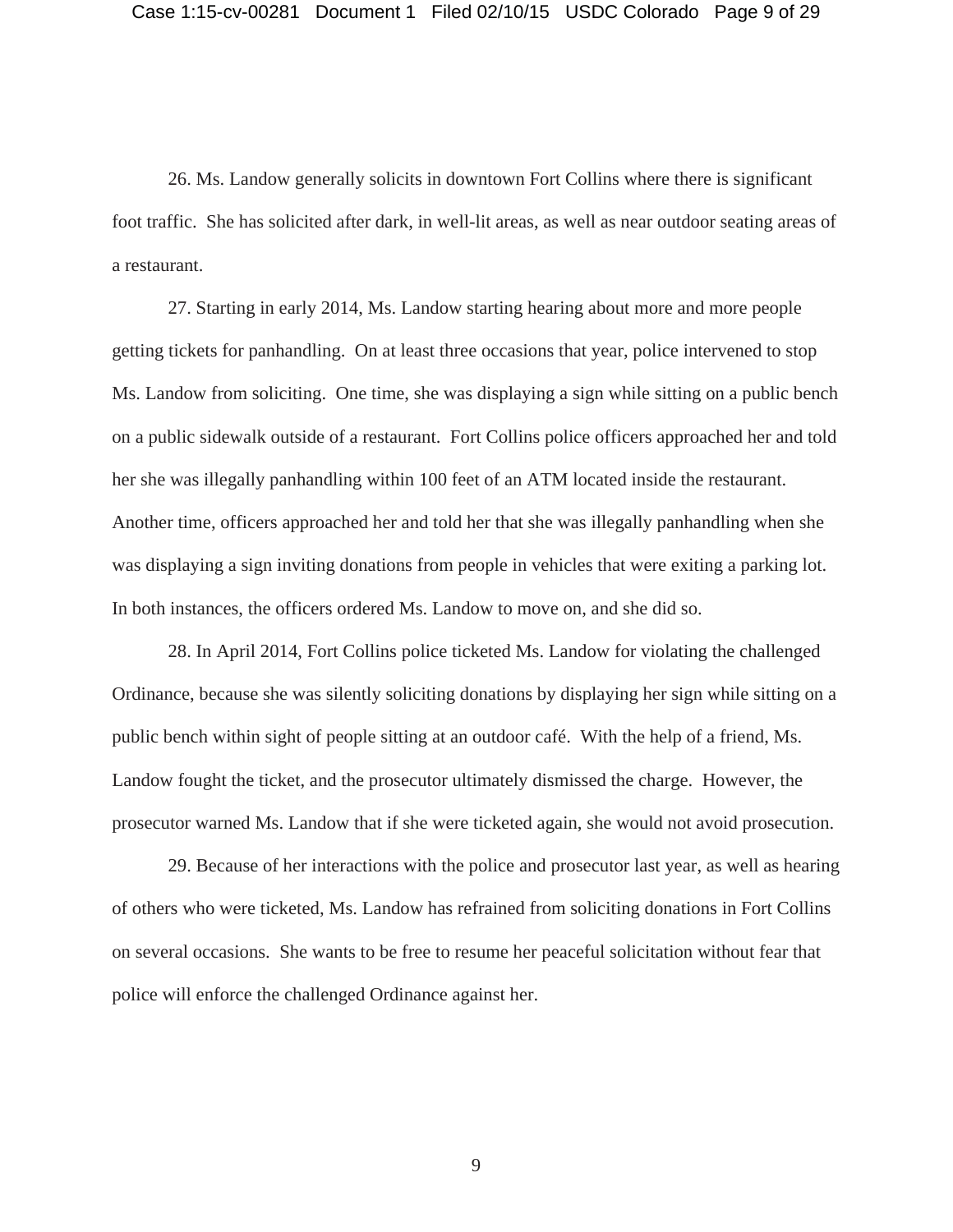26. Ms. Landow generally solicits in downtown Fort Collins where there is significant foot traffic. She has solicited after dark, in well-lit areas, as well as near outdoor seating areas of a restaurant.

27. Starting in early 2014, Ms. Landow starting hearing about more and more people getting tickets for panhandling. On at least three occasions that year, police intervened to stop Ms. Landow from soliciting. One time, she was displaying a sign while sitting on a public bench on a public sidewalk outside of a restaurant. Fort Collins police officers approached her and told her she was illegally panhandling within 100 feet of an ATM located inside the restaurant. Another time, officers approached her and told her that she was illegally panhandling when she was displaying a sign inviting donations from people in vehicles that were exiting a parking lot. In both instances, the officers ordered Ms. Landow to move on, and she did so.

28. In April 2014, Fort Collins police ticketed Ms. Landow for violating the challenged Ordinance, because she was silently soliciting donations by displaying her sign while sitting on a public bench within sight of people sitting at an outdoor café. With the help of a friend, Ms. Landow fought the ticket, and the prosecutor ultimately dismissed the charge. However, the prosecutor warned Ms. Landow that if she were ticketed again, she would not avoid prosecution.

29. Because of her interactions with the police and prosecutor last year, as well as hearing of others who were ticketed, Ms. Landow has refrained from soliciting donations in Fort Collins on several occasions. She wants to be free to resume her peaceful solicitation without fear that police will enforce the challenged Ordinance against her.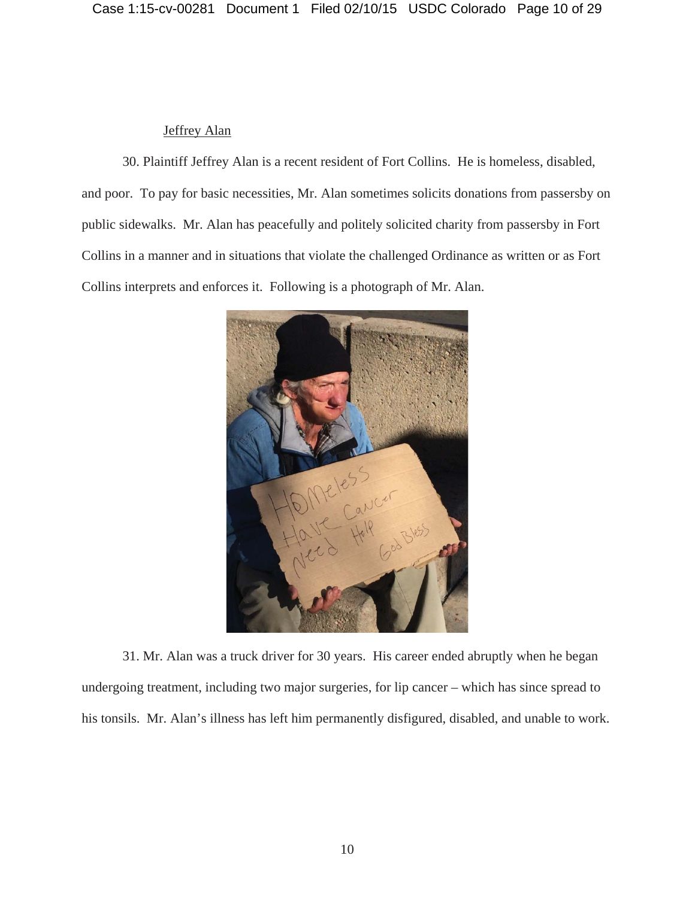Jeffrey Alan

30. Plaintiff Jeffrey Alan is a recent resident of Fort Collins. He is homeless, disabled, and poor. To pay for basic necessities, Mr. Alan sometimes solicits donations from passersby on public sidewalks. Mr. Alan has peacefully and politely solicited charity from passersby in Fort Collins in a manner and in situations that violate the challenged Ordinance as written or as Fort Collins interprets and enforces it. Following is a photograph of Mr. Alan.

31. Mr. Alan was a truck driver for 30 years. His career ended abruptly when he began undergoing treatment, including two major surgeries, for lip cancer – which has since spread to his tonsils. Mr. Alan's illness has left him permanently disfigured, disabled, and unable to work.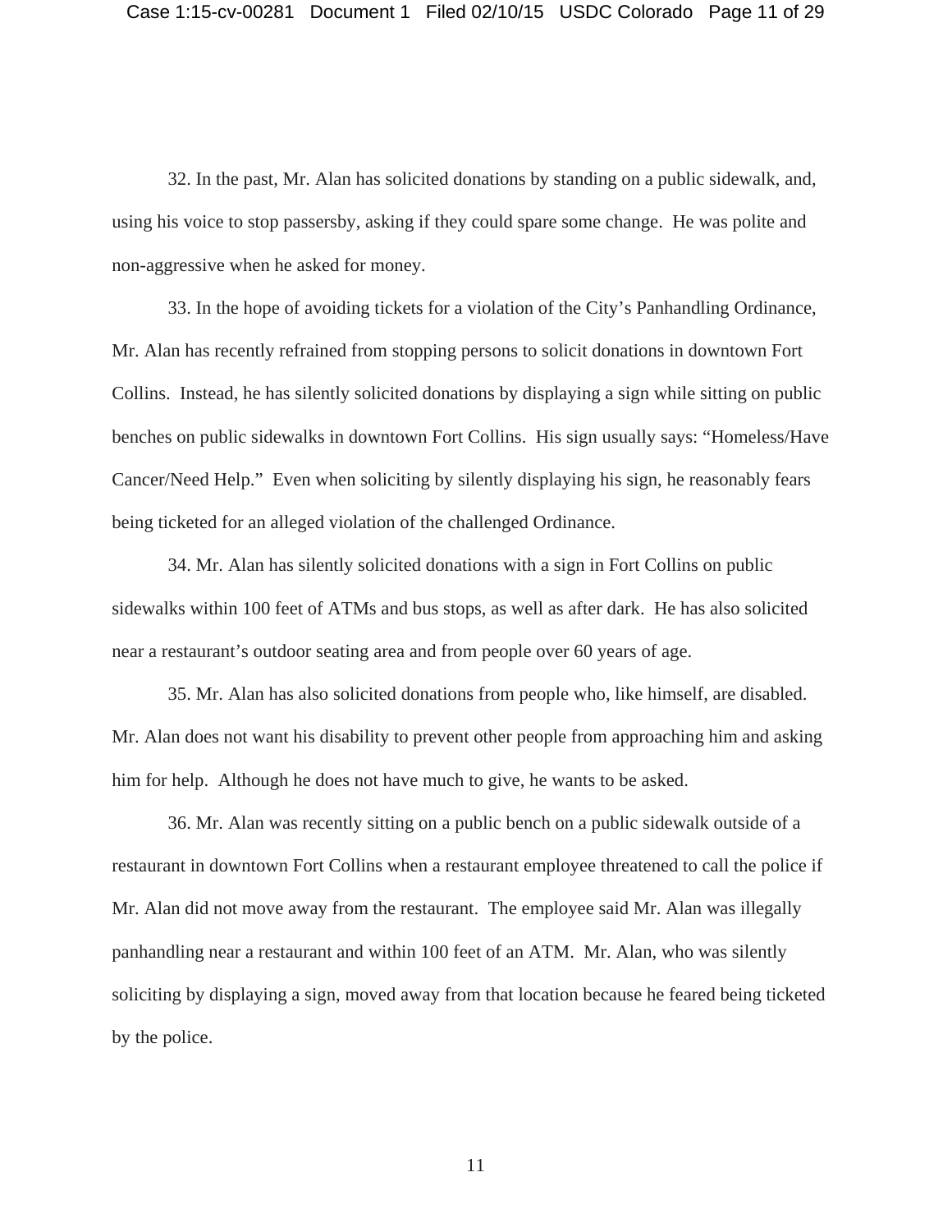32. In the past, Mr. Alan has solicited donations by standing on a public sidewalk, and, using his voice to stop passersby, asking if they could spare some change. He was polite and non-aggressive when he asked for money.

33. In the hope of avoiding tickets for a violation of the City's Panhandling Ordinance, Mr. Alan has recently refrained from stopping persons to solicit donations in downtown Fort Collins. Instead, he has silently solicited donations by displaying a sign while sitting on public benches on public sidewalks in downtown Fort Collins. His sign usually says: "Homeless/Have Cancer/Need Help." Even when soliciting by silently displaying his sign, he reasonably fears being ticketed for an alleged violation of the challenged Ordinance.

34. Mr. Alan has silently solicited donations with a sign in Fort Collins on public sidewalks within 100 feet of ATMs and bus stops, as well as after dark. He has also solicited near a restaurant's outdoor seating area and from people over 60 years of age.

35. Mr. Alan has also solicited donations from people who, like himself, are disabled. Mr. Alan does not want his disability to prevent other people from approaching him and asking him for help. Although he does not have much to give, he wants to be asked.

36. Mr. Alan was recently sitting on a public bench on a public sidewalk outside of a restaurant in downtown Fort Collins when a restaurant employee threatened to call the police if Mr. Alan did not move away from the restaurant. The employee said Mr. Alan was illegally panhandling near a restaurant and within 100 feet of an ATM. Mr. Alan, who was silently soliciting by displaying a sign, moved away from that location because he feared being ticketed by the police.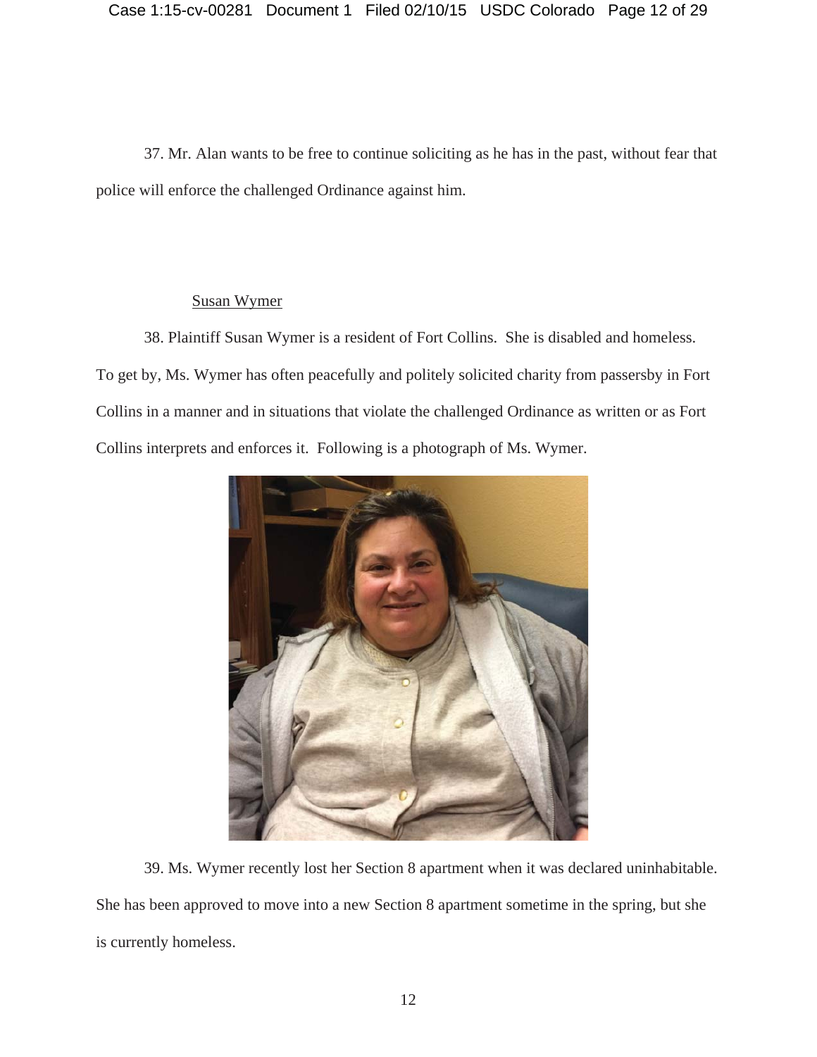37. Mr. Alan wants to be free to continue soliciting as he has in the past, without fear that police will enforce the challenged Ordinance against him.

<u>Susan Wymer</u>

38. Plaintiff Susan Wymer is a resident of Fort Collins. She is disabled and homeless. To get by, Ms. Wymer has often peacefully and politely solicited charity from passersby in Fort Collins in a manner and in situations that violate the challenged Ordinance as written or as Fort Collins interprets and enforces it. Following is a photograph of Ms. Wymer.

39. Ms. Wymer recently lost her Section 8 apartment when it was declared uninhabitable. She has been approved to move into a new Section 8 apartment sometime in the spring, but she is currently homeless.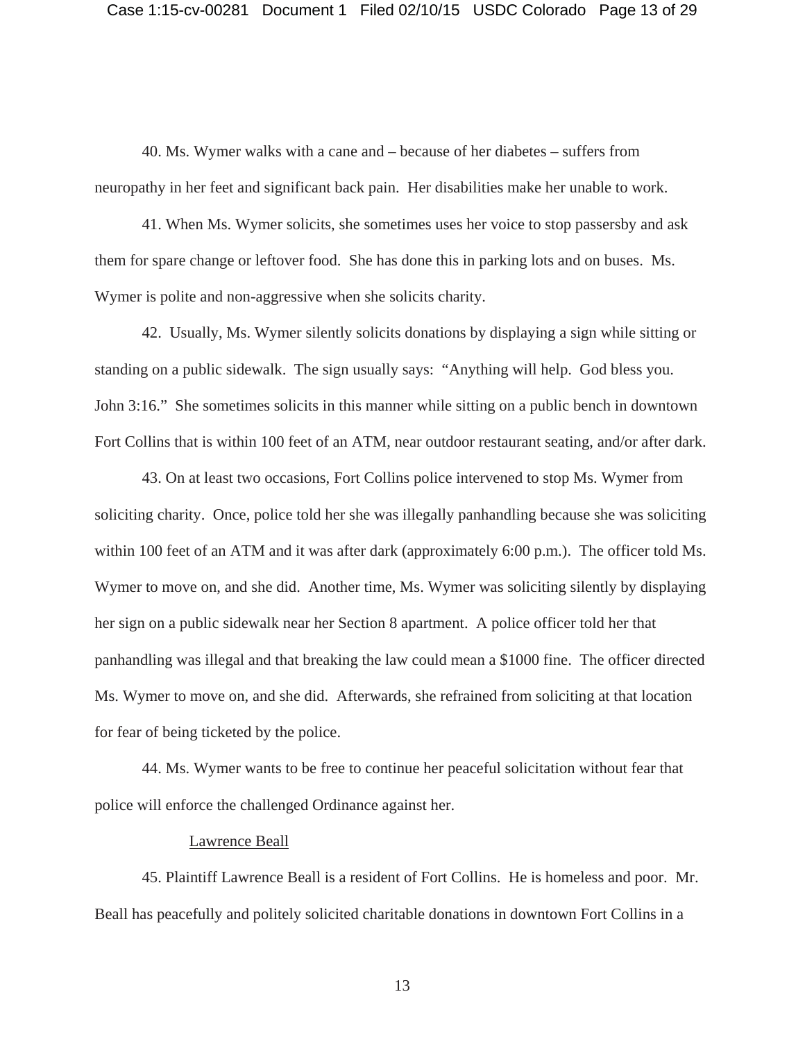40. Ms. Wymer walks with a cane and – because of her diabetes – suffers from neuropathy in her feet and significant back pain. Her disabilities make her unable to work.

41. When Ms. Wymer solicits, she sometimes uses her voice to stop passersby and ask them for spare change or leftover food. She has done this in parking lots and on buses. Ms. Wymer is polite and non-aggressive when she solicits charity.

42. Usually, Ms. Wymer silently solicits donations by displaying a sign while sitting or standing on a public sidewalk. The sign usually says: "Anything will help. God bless you. John 3:16." She sometimes solicits in this manner while sitting on a public bench in downtown Fort Collins that is within 100 feet of an ATM, near outdoor restaurant seating, and/or after dark.

43. On at least two occasions, Fort Collins police intervened to stop Ms. Wymer from soliciting charity. Once, police told her she was illegally panhandling because she was soliciting within 100 feet of an ATM and it was after dark (approximately 6:00 p.m.). The officer told Ms. Wymer to move on, and she did. Another time, Ms. Wymer was soliciting silently by displaying her sign on a public sidewalk near her Section 8 apartment. A police officer told her that panhandling was illegal and that breaking the law could mean a $1000 fine. The officer directed Ms. Wymer to move on, and she did. Afterwards, she refrained from soliciting at that location for fear of being ticketed by the police.

44. Ms. Wymer wants to be free to continue her peaceful solicitation without fear that police will enforce the challenged Ordinance against her.

<u>Lawrence Beall</u>

45. Plaintiff Lawrence Beall is a resident of Fort Collins. He is homeless and poor. Mr. Beall has peacefully and politely solicited charitable donations in downtown Fort Collins in a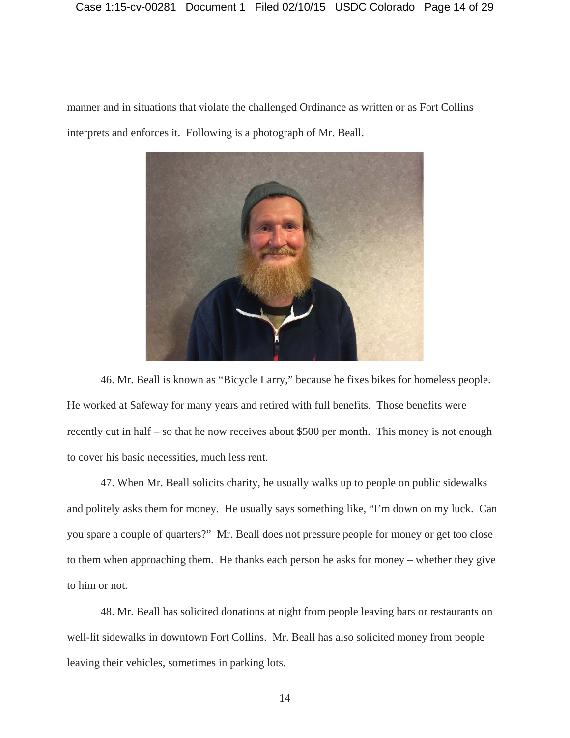manner and in situations that violate the challenged Ordinance as written or as Fort Collins interprets and enforces it. Following is a photograph of Mr. Beall.

46. Mr. Beall is known as "Bicycle Larry," because he fixes bikes for homeless people. He worked at Safeway for many years and retired with full benefits. Those benefits were recently cut in half – so that he now receives about $500 per month. This money is not enough to cover his basic necessities, much less rent.

47. When Mr. Beall solicits charity, he usually walks up to people on public sidewalks and politely asks them for money. He usually says something like, "I'm down on my luck. Can you spare a couple of quarters?" Mr. Beall does not pressure people for money or get too close to them when approaching them. He thanks each person he asks for money – whether they give to him or not.

48. Mr. Beall has solicited donations at night from people leaving bars or restaurants on well-lit sidewalks in downtown Fort Collins. Mr. Beall has also solicited money from people leaving their vehicles, sometimes in parking lots.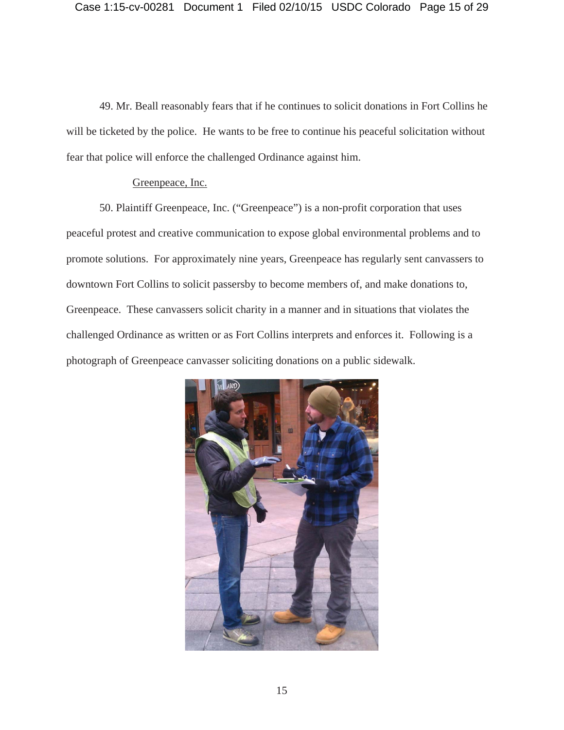49. Mr. Beall reasonably fears that if he continues to solicit donations in Fort Collins he will be ticketed by the police. He wants to be free to continue his peaceful solicitation without fear that police will enforce the challenged Ordinance against him.

<u>Greenpeace, Inc.</u>

50. Plaintiff Greenpeace, Inc. ("Greenpeace") is a non-profit corporation that uses peaceful protest and creative communication to expose global environmental problems and to promote solutions. For approximately nine years, Greenpeace has regularly sent canvassers to downtown Fort Collins to solicit passersby to become members of, and make donations to, Greenpeace. These canvassers solicit charity in a manner and in situations that violates the challenged Ordinance as written or as Fort Collins interprets and enforces it. Following is a photograph of Greenpeace canvasser soliciting donations on a public sidewalk.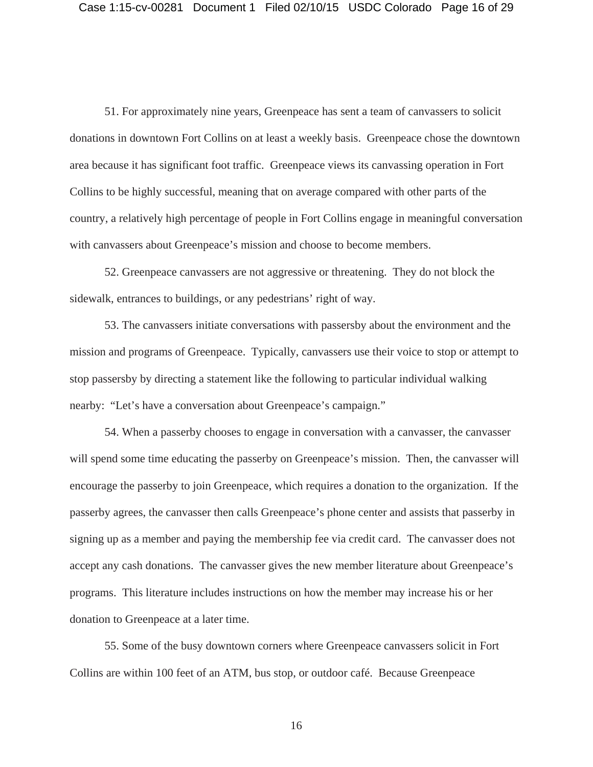51. For approximately nine years, Greenpeace has sent a team of canvassers to solicit donations in downtown Fort Collins on at least a weekly basis. Greenpeace chose the downtown area because it has significant foot traffic. Greenpeace views its canvassing operation in Fort Collins to be highly successful, meaning that on average compared with other parts of the country, a relatively high percentage of people in Fort Collins engage in meaningful conversation with canvassers about Greenpeace's mission and choose to become members.

52. Greenpeace canvassers are not aggressive or threatening. They do not block the sidewalk, entrances to buildings, or any pedestrians' right of way.

53. The canvassers initiate conversations with passersby about the environment and the mission and programs of Greenpeace. Typically, canvassers use their voice to stop or attempt to stop passersby by directing a statement like the following to particular individual walking nearby: "Let's have a conversation about Greenpeace's campaign."

54. When a passerby chooses to engage in conversation with a canvasser, the canvasser will spend some time educating the passerby on Greenpeace's mission. Then, the canvasser will encourage the passerby to join Greenpeace, which requires a donation to the organization. If the passerby agrees, the canvasser then calls Greenpeace's phone center and assists that passerby in signing up as a member and paying the membership fee via credit card. The canvasser does not accept any cash donations. The canvasser gives the new member literature about Greenpeace's programs. This literature includes instructions on how the member may increase his or her donation to Greenpeace at a later time.

55. Some of the busy downtown corners where Greenpeace canvassers solicit in Fort Collins are within 100 feet of an ATM, bus stop, or outdoor café. Because Greenpeace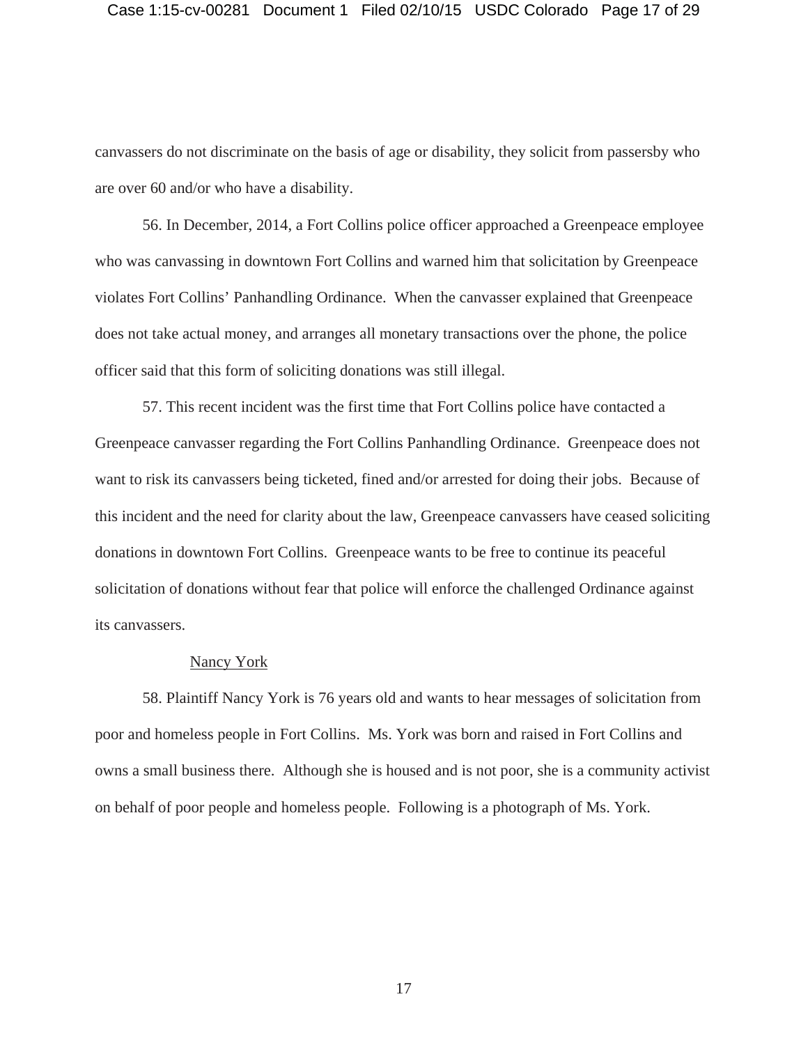canvassers do not discriminate on the basis of age or disability, they solicit from passersby who are over 60 and/or who have a disability.

56. In December, 2014, a Fort Collins police officer approached a Greenpeace employee who was canvassing in downtown Fort Collins and warned him that solicitation by Greenpeace violates Fort Collins' Panhandling Ordinance. When the canvasser explained that Greenpeace does not take actual money, and arranges all monetary transactions over the phone, the police officer said that this form of soliciting donations was still illegal.

57. This recent incident was the first time that Fort Collins police have contacted a Greenpeace canvasser regarding the Fort Collins Panhandling Ordinance. Greenpeace does not want to risk its canvassers being ticketed, fined and/or arrested for doing their jobs. Because of this incident and the need for clarity about the law, Greenpeace canvassers have ceased soliciting donations in downtown Fort Collins. Greenpeace wants to be free to continue its peaceful solicitation of donations without fear that police will enforce the challenged Ordinance against its canvassers.

Nancy York

58. Plaintiff Nancy York is 76 years old and wants to hear messages of solicitation from poor and homeless people in Fort Collins. Ms. York was born and raised in Fort Collins and owns a small business there. Although she is housed and is not poor, she is a community activist on behalf of poor people and homeless people. Following is a photograph of Ms. York.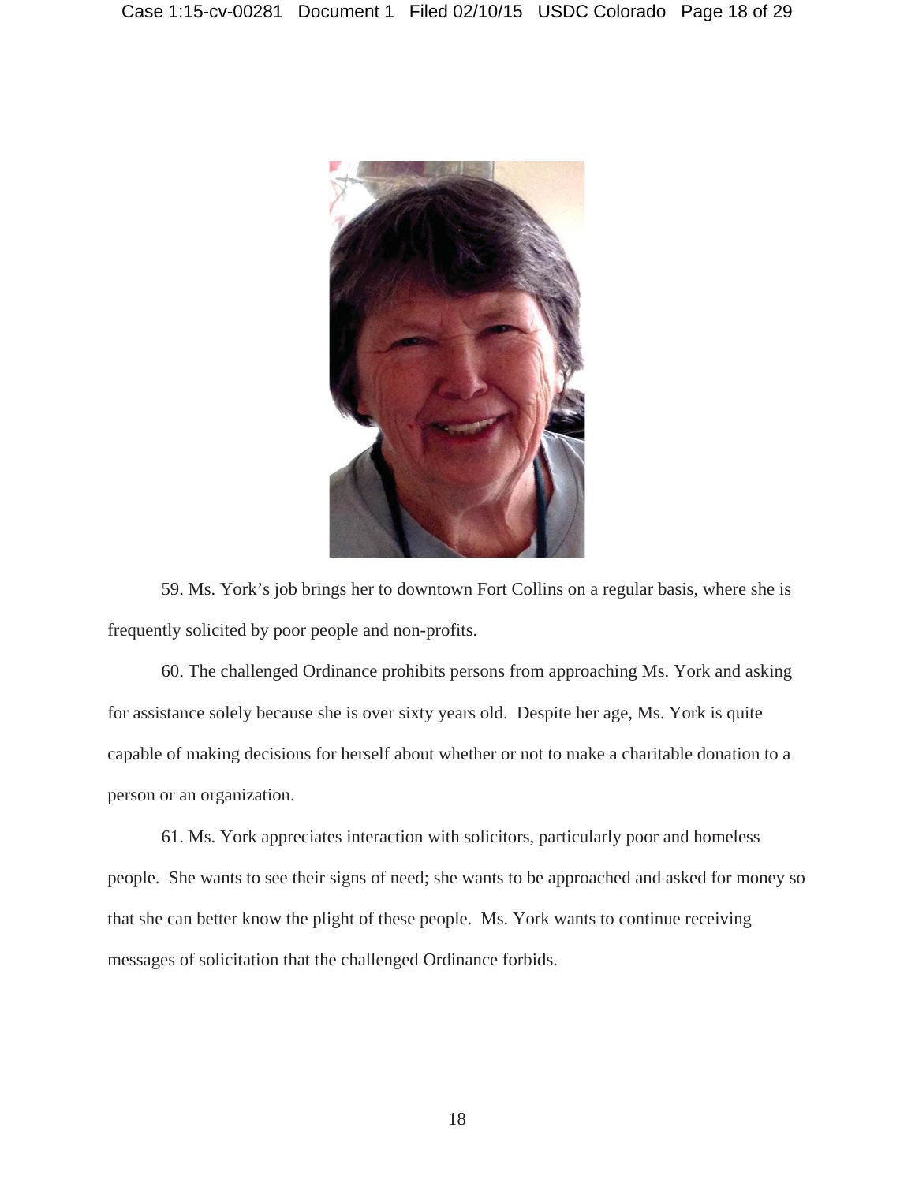59. Ms. York's job brings her to downtown Fort Collins on a regular basis, where she is frequently solicited by poor people and non-profits.

60. The challenged Ordinance prohibits persons from approaching Ms. York and asking for assistance solely because she is over sixty years old. Despite her age, Ms. York is quite capable of making decisions for herself about whether or not to make a charitable donation to a person or an organization.

61. Ms. York appreciates interaction with solicitors, particularly poor and homeless people. She wants to see their signs of need; she wants to be approached and asked for money so that she can better know the plight of these people. Ms. York wants to continue receiving messages of solicitation that the challenged Ordinance forbids.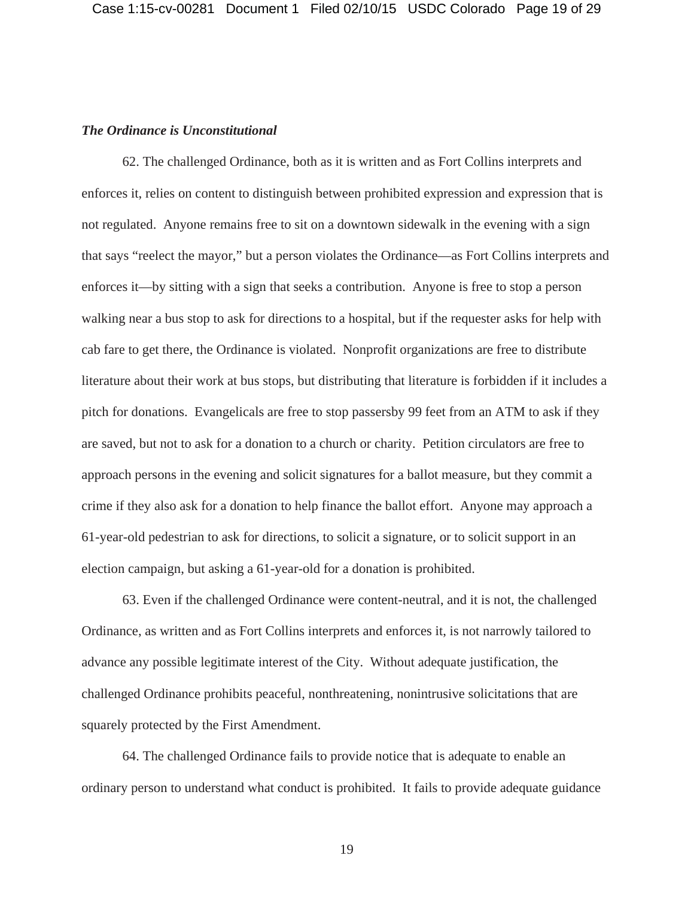***The Ordinance is Unconstitutional***

62. The challenged Ordinance, both as it is written and as Fort Collins interprets and enforces it, relies on content to distinguish between prohibited expression and expression that is not regulated. Anyone remains free to sit on a downtown sidewalk in the evening with a sign that says "reelect the mayor," but a person violates the Ordinance—as Fort Collins interprets and enforces it—by sitting with a sign that seeks a contribution. Anyone is free to stop a person walking near a bus stop to ask for directions to a hospital, but if the requester asks for help with cab fare to get there, the Ordinance is violated. Nonprofit organizations are free to distribute literature about their work at bus stops, but distributing that literature is forbidden if it includes a pitch for donations. Evangelicals are free to stop passersby 99 feet from an ATM to ask if they are saved, but not to ask for a donation to a church or charity. Petition circulators are free to approach persons in the evening and solicit signatures for a ballot measure, but they commit a crime if they also ask for a donation to help finance the ballot effort. Anyone may approach a 61-year-old pedestrian to ask for directions, to solicit a signature, or to solicit support in an election campaign, but asking a 61-year-old for a donation is prohibited.

63. Even if the challenged Ordinance were content-neutral, and it is not, the challenged Ordinance, as written and as Fort Collins interprets and enforces it, is not narrowly tailored to advance any possible legitimate interest of the City. Without adequate justification, the challenged Ordinance prohibits peaceful, nonthreatening, nonintrusive solicitations that are squarely protected by the First Amendment.

64. The challenged Ordinance fails to provide notice that is adequate to enable an ordinary person to understand what conduct is prohibited. It fails to provide adequate guidance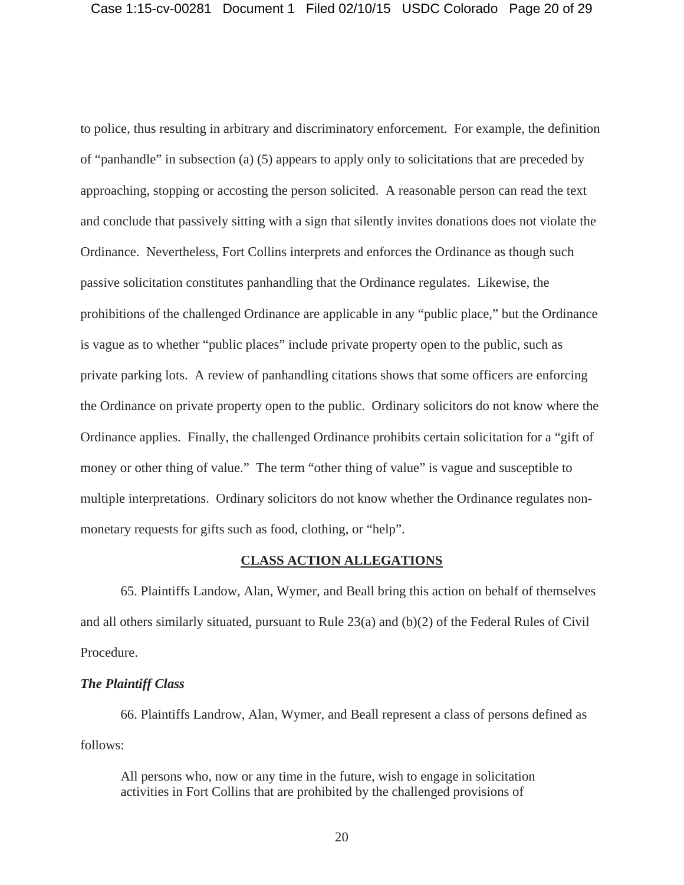to police, thus resulting in arbitrary and discriminatory enforcement. For example, the definition of "panhandle" in subsection (a) (5) appears to apply only to solicitations that are preceded by approaching, stopping or accosting the person solicited. A reasonable person can read the text and conclude that passively sitting with a sign that silently invites donations does not violate the Ordinance. Nevertheless, Fort Collins interprets and enforces the Ordinance as though such passive solicitation constitutes panhandling that the Ordinance regulates. Likewise, the prohibitions of the challenged Ordinance are applicable in any "public place," but the Ordinance is vague as to whether "public places" include private property open to the public, such as private parking lots. A review of panhandling citations shows that some officers are enforcing the Ordinance on private property open to the public. Ordinary solicitors do not know where the Ordinance applies. Finally, the challenged Ordinance prohibits certain solicitation for a "gift of money or other thing of value." The term "other thing of value" is vague and susceptible to multiple interpretations. Ordinary solicitors do not know whether the Ordinance regulates non-monetary requests for gifts such as food, clothing, or "help".

## CLASS ACTION ALLEGATIONS

65. Plaintiffs Landow, Alan, Wymer, and Beall bring this action on behalf of themselves and all others similarly situated, pursuant to Rule 23(a) and (b)(2) of the Federal Rules of Civil Procedure.

### *The Plaintiff Class*

66. Plaintiffs Landrow, Alan, Wymer, and Beall represent a class of persons defined as follows:

> All persons who, now or any time in the future, wish to engage in solicitation activities in Fort Collins that are prohibited by the challenged provisions of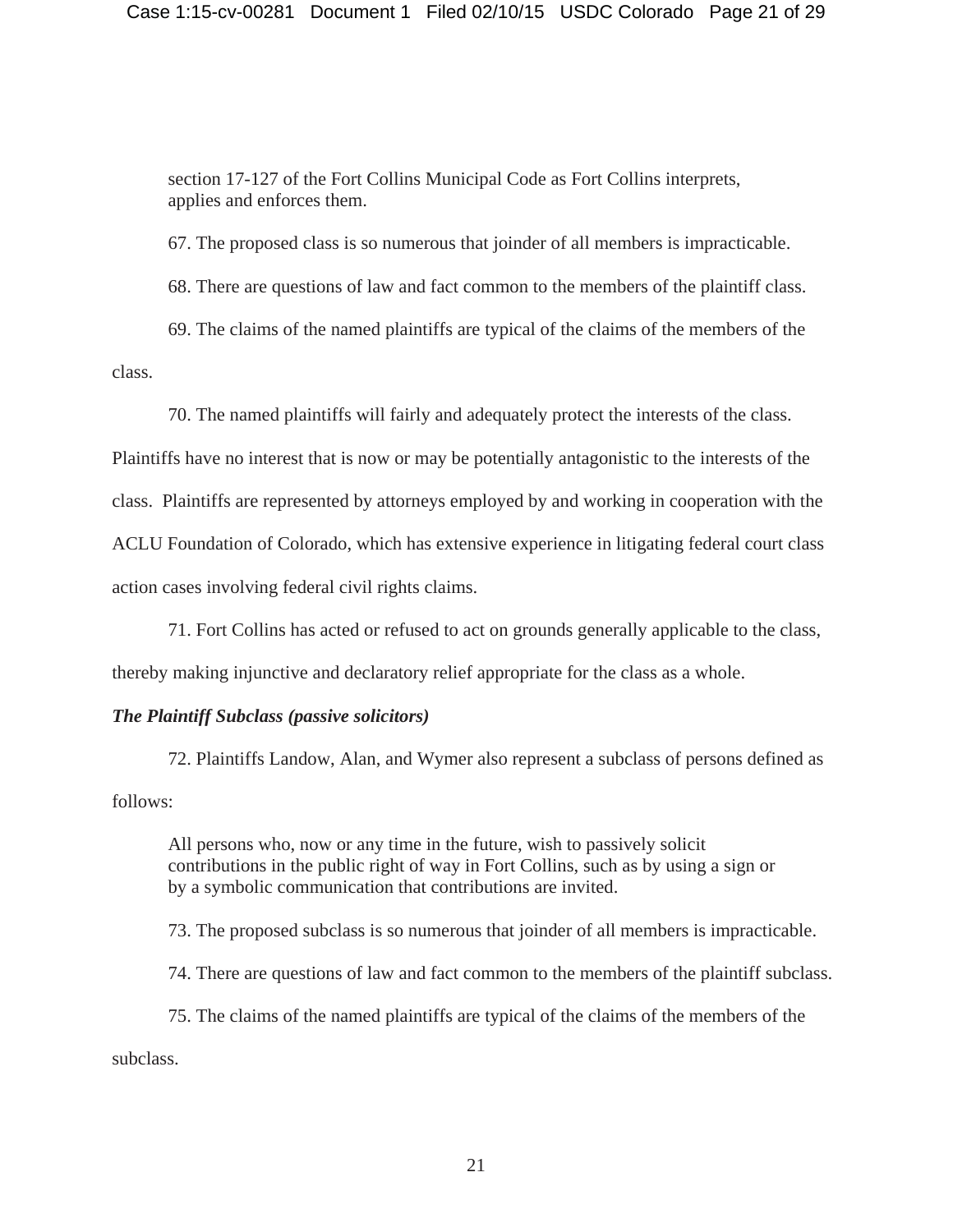> section 17-127 of the Fort Collins Municipal Code as Fort Collins interprets, applies and enforces them.

67. The proposed class is so numerous that joinder of all members is impracticable.

68. There are questions of law and fact common to the members of the plaintiff class.

69. The claims of the named plaintiffs are typical of the claims of the members of the class.

70. The named plaintiffs will fairly and adequately protect the interests of the class. Plaintiffs have no interest that is now or may be potentially antagonistic to the interests of the class. Plaintiffs are represented by attorneys employed by and working in cooperation with the ACLU Foundation of Colorado, which has extensive experience in litigating federal court class action cases involving federal civil rights claims.

71. Fort Collins has acted or refused to act on grounds generally applicable to the class, thereby making injunctive and declaratory relief appropriate for the class as a whole.

***The Plaintiff Subclass (passive solicitors)***

72. Plaintiffs Landow, Alan, and Wymer also represent a subclass of persons defined as follows:

> All persons who, now or any time in the future, wish to passively solicit contributions in the public right of way in Fort Collins, such as by using a sign or by a symbolic communication that contributions are invited.

73. The proposed subclass is so numerous that joinder of all members is impracticable.

74. There are questions of law and fact common to the members of the plaintiff subclass.

75. The claims of the named plaintiffs are typical of the claims of the members of the subclass.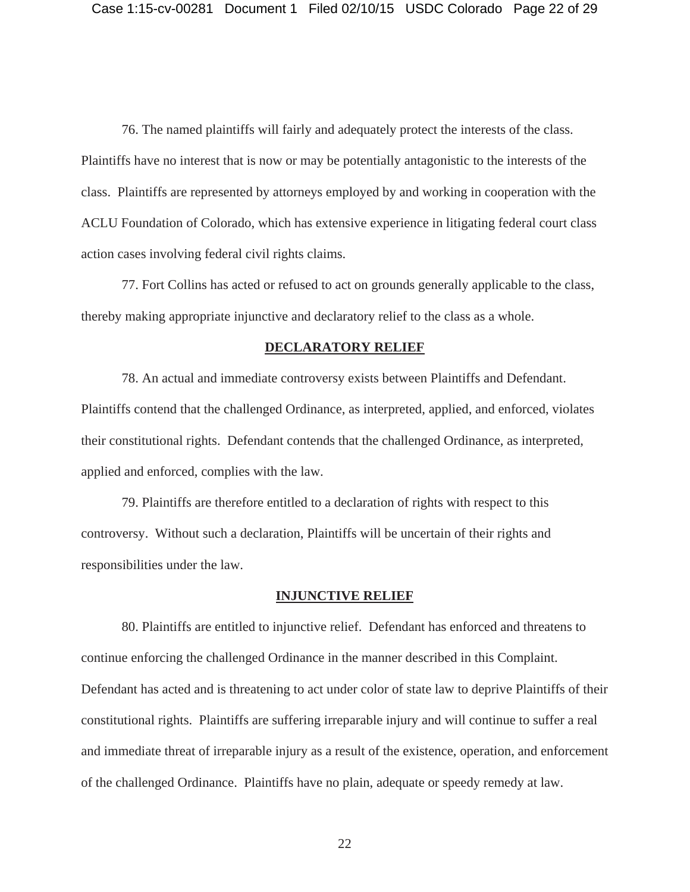76. The named plaintiffs will fairly and adequately protect the interests of the class. Plaintiffs have no interest that is now or may be potentially antagonistic to the interests of the class. Plaintiffs are represented by attorneys employed by and working in cooperation with the ACLU Foundation of Colorado, which has extensive experience in litigating federal court class action cases involving federal civil rights claims.

77. Fort Collins has acted or refused to act on grounds generally applicable to the class, thereby making appropriate injunctive and declaratory relief to the class as a whole.

## **DECLARATORY RELIEF**

78. An actual and immediate controversy exists between Plaintiffs and Defendant. Plaintiffs contend that the challenged Ordinance, as interpreted, applied, and enforced, violates their constitutional rights. Defendant contends that the challenged Ordinance, as interpreted, applied and enforced, complies with the law.

79. Plaintiffs are therefore entitled to a declaration of rights with respect to this controversy. Without such a declaration, Plaintiffs will be uncertain of their rights and responsibilities under the law.

## **INJUNCTIVE RELIEF**

80. Plaintiffs are entitled to injunctive relief. Defendant has enforced and threatens to continue enforcing the challenged Ordinance in the manner described in this Complaint. Defendant has acted and is threatening to act under color of state law to deprive Plaintiffs of their constitutional rights. Plaintiffs are suffering irreparable injury and will continue to suffer a real and immediate threat of irreparable injury as a result of the existence, operation, and enforcement of the challenged Ordinance. Plaintiffs have no plain, adequate or speedy remedy at law.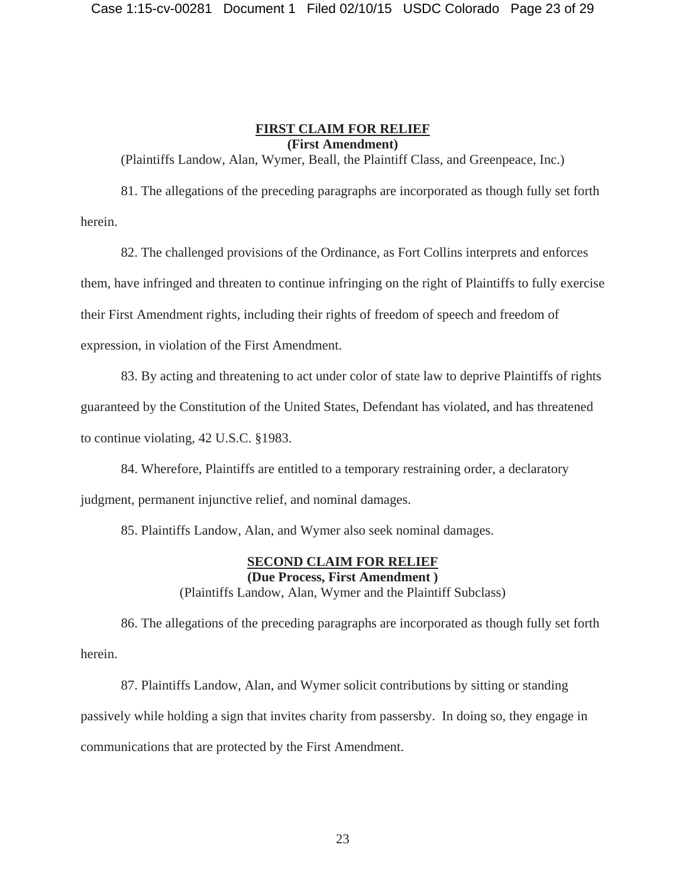## FIRST CLAIM FOR RELIEF

**(First Amendment)**

(Plaintiffs Landow, Alan, Wymer, Beall, the Plaintiff Class, and Greenpeace, Inc.)

81. The allegations of the preceding paragraphs are incorporated as though fully set forth herein.

82. The challenged provisions of the Ordinance, as Fort Collins interprets and enforces them, have infringed and threaten to continue infringing on the right of Plaintiffs to fully exercise their First Amendment rights, including their rights of freedom of speech and freedom of expression, in violation of the First Amendment.

83. By acting and threatening to act under color of state law to deprive Plaintiffs of rights guaranteed by the Constitution of the United States, Defendant has violated, and has threatened to continue violating, 42 U.S.C. §1983.

84. Wherefore, Plaintiffs are entitled to a temporary restraining order, a declaratory judgment, permanent injunctive relief, and nominal damages.

85. Plaintiffs Landow, Alan, and Wymer also seek nominal damages.

## SECOND CLAIM FOR RELIEF

**(Due Process, First Amendment )**

(Plaintiffs Landow, Alan, Wymer and the Plaintiff Subclass)

86. The allegations of the preceding paragraphs are incorporated as though fully set forth herein.

87. Plaintiffs Landow, Alan, and Wymer solicit contributions by sitting or standing passively while holding a sign that invites charity from passersby. In doing so, they engage in communications that are protected by the First Amendment.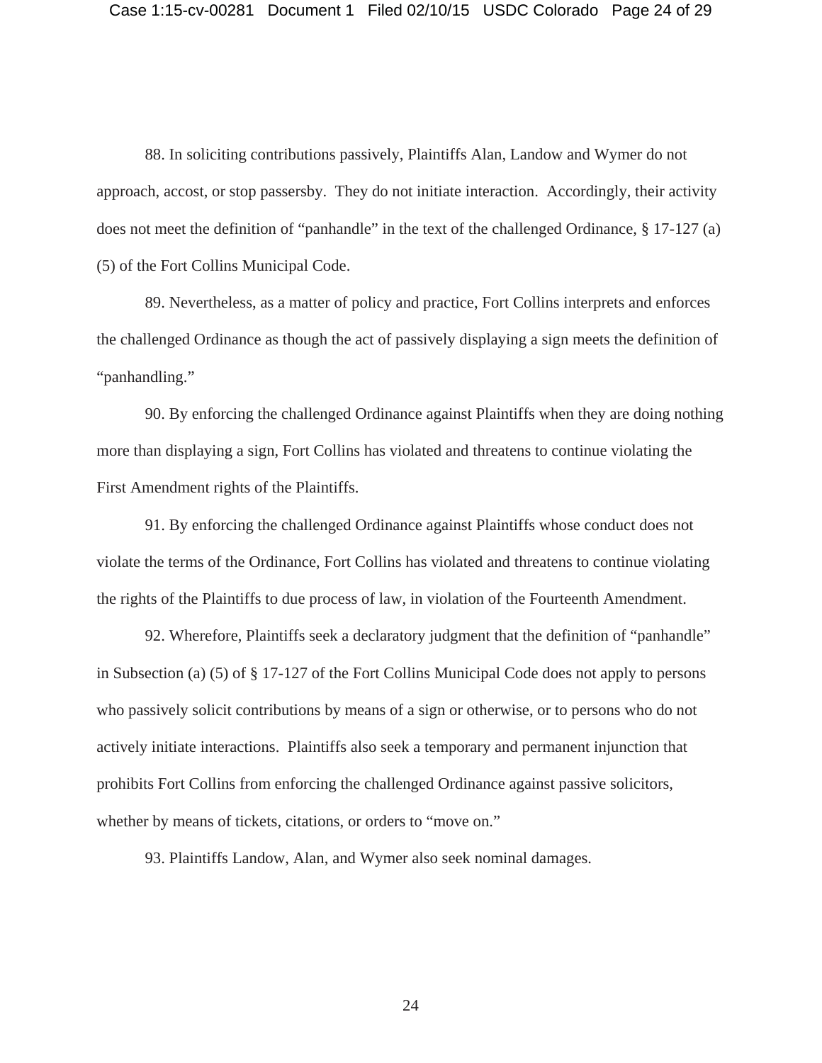88. In soliciting contributions passively, Plaintiffs Alan, Landow and Wymer do not approach, accost, or stop passersby. They do not initiate interaction. Accordingly, their activity does not meet the definition of "panhandle" in the text of the challenged Ordinance, § 17-127 (a) (5) of the Fort Collins Municipal Code.

89. Nevertheless, as a matter of policy and practice, Fort Collins interprets and enforces the challenged Ordinance as though the act of passively displaying a sign meets the definition of "panhandling."

90. By enforcing the challenged Ordinance against Plaintiffs when they are doing nothing more than displaying a sign, Fort Collins has violated and threatens to continue violating the First Amendment rights of the Plaintiffs.

91. By enforcing the challenged Ordinance against Plaintiffs whose conduct does not violate the terms of the Ordinance, Fort Collins has violated and threatens to continue violating the rights of the Plaintiffs to due process of law, in violation of the Fourteenth Amendment.

92. Wherefore, Plaintiffs seek a declaratory judgment that the definition of "panhandle" in Subsection (a) (5) of § 17-127 of the Fort Collins Municipal Code does not apply to persons who passively solicit contributions by means of a sign or otherwise, or to persons who do not actively initiate interactions. Plaintiffs also seek a temporary and permanent injunction that prohibits Fort Collins from enforcing the challenged Ordinance against passive solicitors, whether by means of tickets, citations, or orders to "move on."

93. Plaintiffs Landow, Alan, and Wymer also seek nominal damages.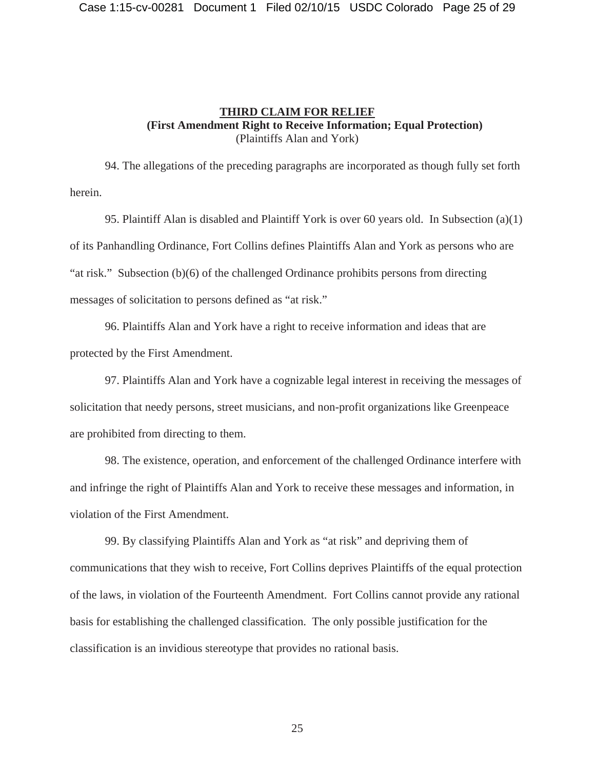## THIRD CLAIM FOR RELIEF

**(First Amendment Right to Receive Information; Equal Protection)**

(Plaintiffs Alan and York)

94. The allegations of the preceding paragraphs are incorporated as though fully set forth herein.

95. Plaintiff Alan is disabled and Plaintiff York is over 60 years old. In Subsection (a)(1) of its Panhandling Ordinance, Fort Collins defines Plaintiffs Alan and York as persons who are "at risk." Subsection (b)(6) of the challenged Ordinance prohibits persons from directing messages of solicitation to persons defined as "at risk."

96. Plaintiffs Alan and York have a right to receive information and ideas that are protected by the First Amendment.

97. Plaintiffs Alan and York have a cognizable legal interest in receiving the messages of solicitation that needy persons, street musicians, and non-profit organizations like Greenpeace are prohibited from directing to them.

98. The existence, operation, and enforcement of the challenged Ordinance interfere with and infringe the right of Plaintiffs Alan and York to receive these messages and information, in violation of the First Amendment.

99. By classifying Plaintiffs Alan and York as "at risk" and depriving them of communications that they wish to receive, Fort Collins deprives Plaintiffs of the equal protection of the laws, in violation of the Fourteenth Amendment. Fort Collins cannot provide any rational basis for establishing the challenged classification. The only possible justification for the classification is an invidious stereotype that provides no rational basis.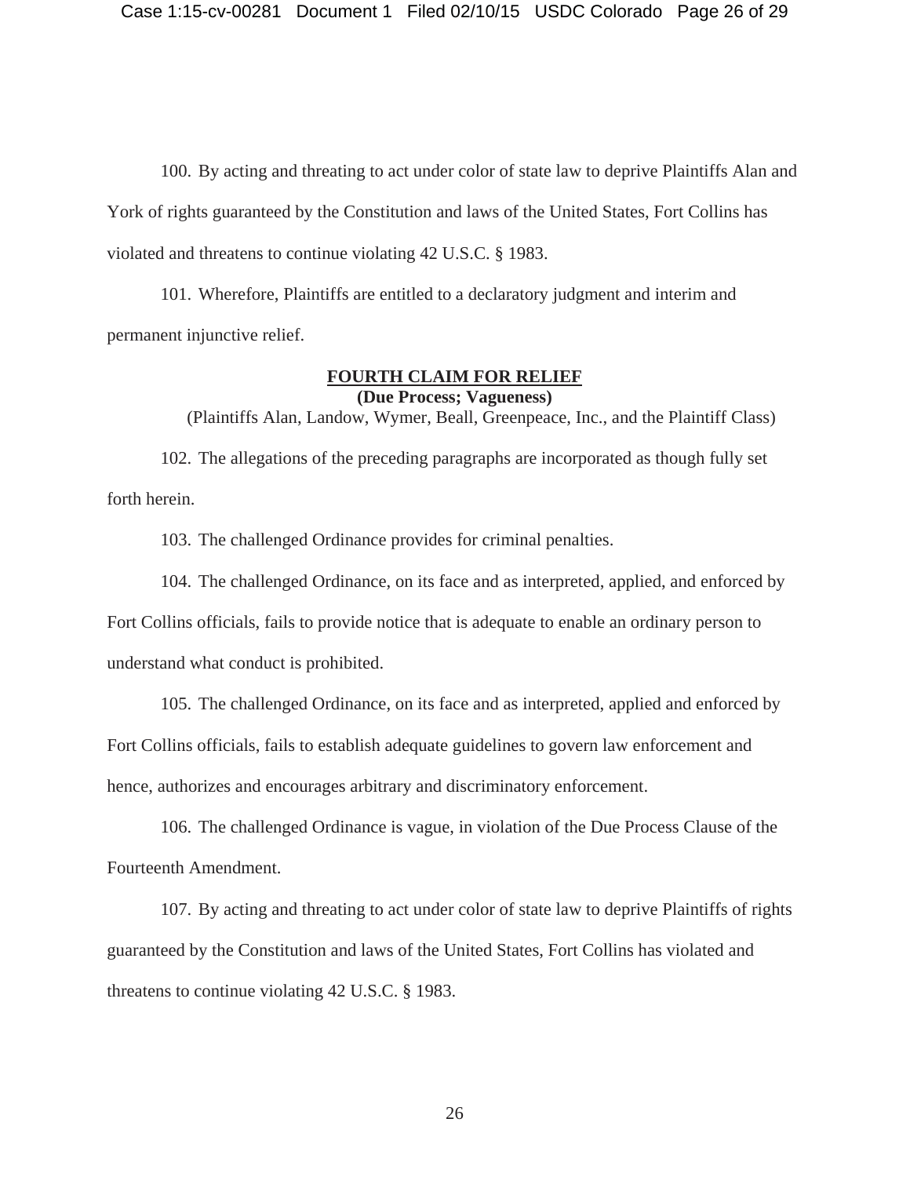100. By acting and threating to act under color of state law to deprive Plaintiffs Alan and York of rights guaranteed by the Constitution and laws of the United States, Fort Collins has violated and threatens to continue violating 42 U.S.C. § 1983.

101. Wherefore, Plaintiffs are entitled to a declaratory judgment and interim and permanent injunctive relief.

**FOURTH CLAIM FOR RELIEF**

**(Due Process; Vagueness)**

(Plaintiffs Alan, Landow, Wymer, Beall, Greenpeace, Inc., and the Plaintiff Class)

102. The allegations of the preceding paragraphs are incorporated as though fully set forth herein.

103. The challenged Ordinance provides for criminal penalties.

104. The challenged Ordinance, on its face and as interpreted, applied, and enforced by Fort Collins officials, fails to provide notice that is adequate to enable an ordinary person to understand what conduct is prohibited.

105. The challenged Ordinance, on its face and as interpreted, applied and enforced by Fort Collins officials, fails to establish adequate guidelines to govern law enforcement and hence, authorizes and encourages arbitrary and discriminatory enforcement.

106. The challenged Ordinance is vague, in violation of the Due Process Clause of the Fourteenth Amendment.

107. By acting and threating to act under color of state law to deprive Plaintiffs of rights guaranteed by the Constitution and laws of the United States, Fort Collins has violated and threatens to continue violating 42 U.S.C. § 1983.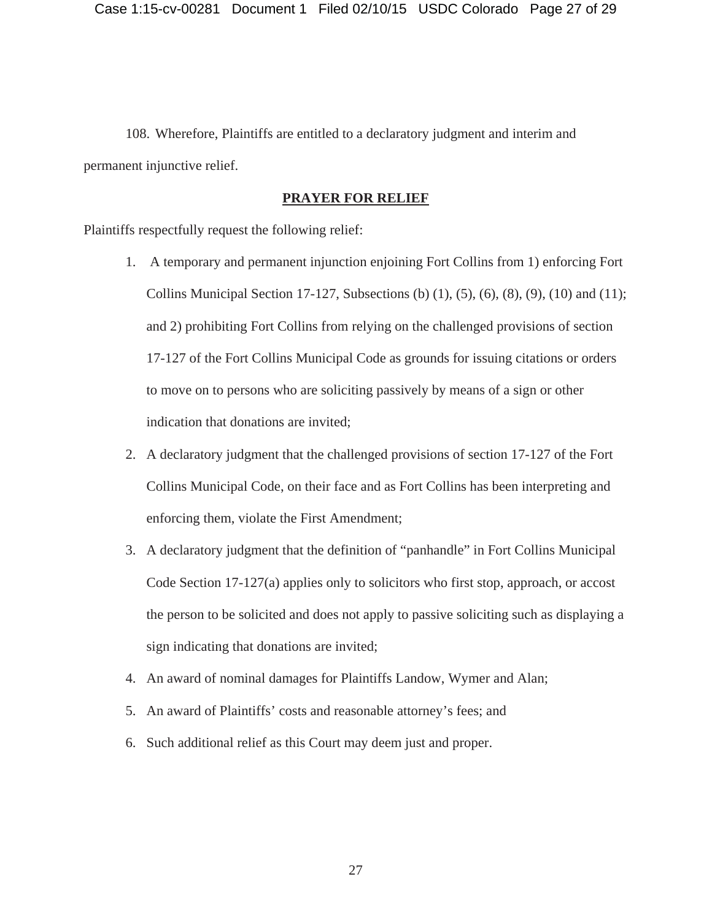108. Wherefore, Plaintiffs are entitled to a declaratory judgment and interim and permanent injunctive relief.

## **PRAYER FOR RELIEF**

Plaintiffs respectfully request the following relief:

1. A temporary and permanent injunction enjoining Fort Collins from 1) enforcing Fort Collins Municipal Section 17-127, Subsections (b) (1), (5), (6), (8), (9), (10) and (11); and 2) prohibiting Fort Collins from relying on the challenged provisions of section 17-127 of the Fort Collins Municipal Code as grounds for issuing citations or orders to move on to persons who are soliciting passively by means of a sign or other indication that donations are invited;
2. A declaratory judgment that the challenged provisions of section 17-127 of the Fort Collins Municipal Code, on their face and as Fort Collins has been interpreting and enforcing them, violate the First Amendment;
3. A declaratory judgment that the definition of "panhandle" in Fort Collins Municipal Code Section 17-127(a) applies only to solicitors who first stop, approach, or accost the person to be solicited and does not apply to passive soliciting such as displaying a sign indicating that donations are invited;
4. An award of nominal damages for Plaintiffs Landow, Wymer and Alan;
5. An award of Plaintiffs' costs and reasonable attorney's fees; and
6. Such additional relief as this Court may deem just and proper.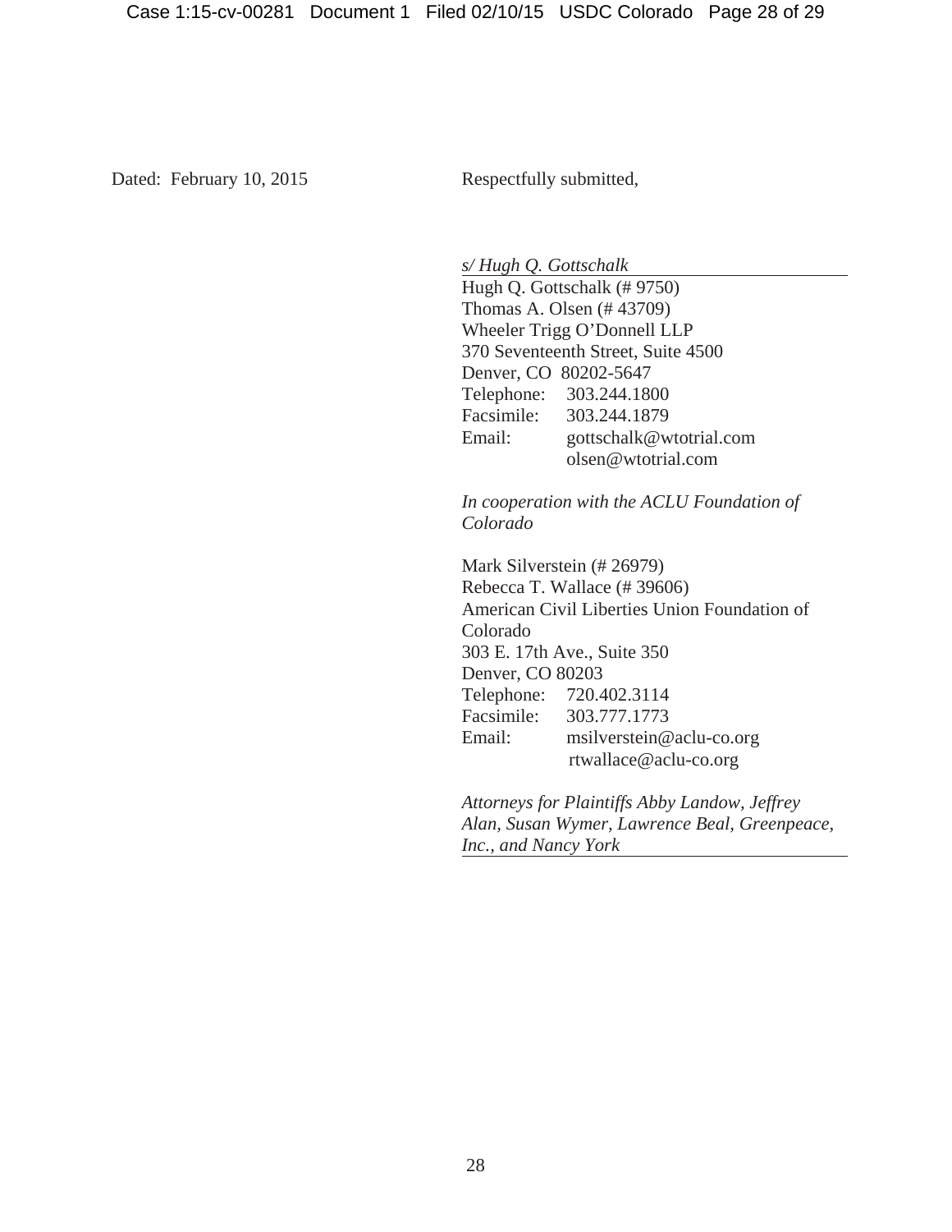Dated: February 10, 2015

Respectfully submitted,

*s/ Hugh Q. Gottschalk*

Hugh Q. Gottschalk (# 9750)
Thomas A. Olsen (# 43709)
Wheeler Trigg O'Donnell LLP
370 Seventeenth Street, Suite 4500
Denver, CO 80202-5647
Telephone: 303.244.1800
Facsimile: 303.244.1879
Email: gottschalk@wtotrial.com
olsen@wtotrial.com

*In cooperation with the ACLU Foundation of Colorado*

Mark Silverstein (# 26979)
Rebecca T. Wallace (# 39606)
American Civil Liberties Union Foundation of Colorado
303 E. 17th Ave., Suite 350
Denver, CO 80203
Telephone: 720.402.3114
Facsimile: 303.777.1773
Email: msilverstein@aclu-co.org
rtwallace@aclu-co.org

*Attorneys for Plaintiffs Abby Landow, Jeffrey Alan, Susan Wymer, Lawrence Beal, Greenpeace, Inc., and Nancy York*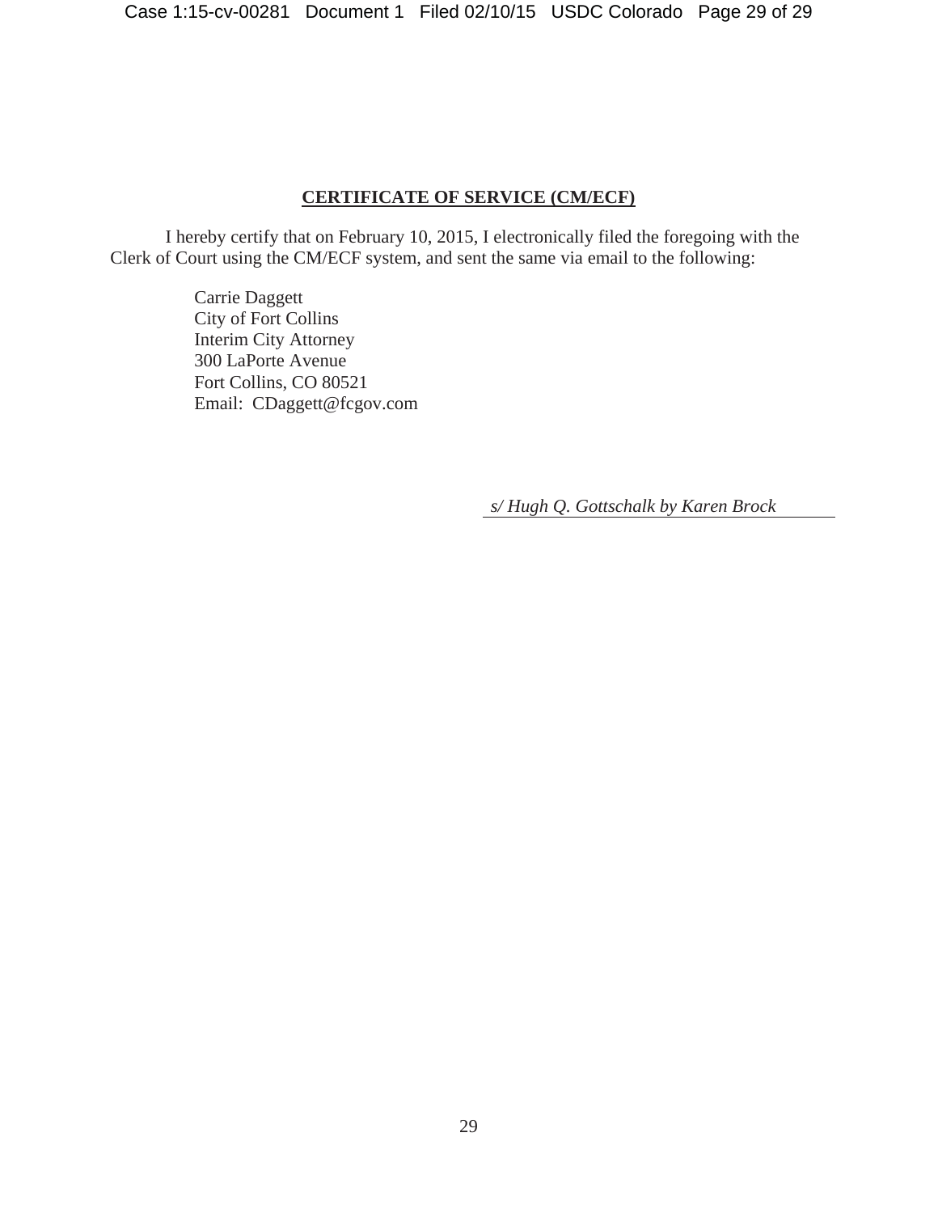**CERTIFICATE OF SERVICE (CM/ECF)**

I hereby certify that on February 10, 2015, I electronically filed the foregoing with the Clerk of Court using the CM/ECF system, and sent the same via email to the following:

Carrie Daggett
City of Fort Collins
Interim City Attorney
300 LaPorte Avenue
Fort Collins, CO 80521
Email: CDaggett@fcgov.com

*s/ Hugh Q. Gottschalk by Karen Brock*